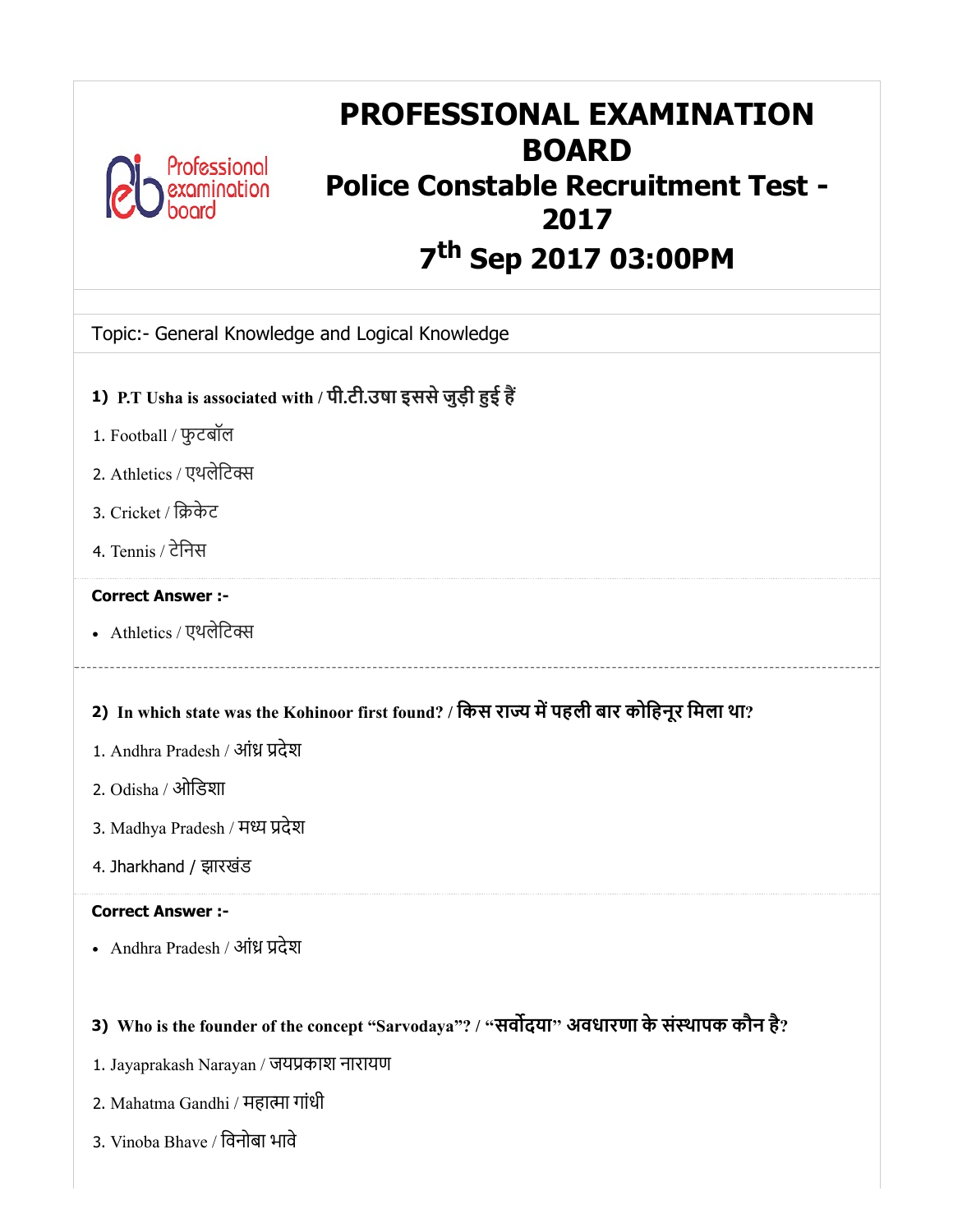# PROFESSIONAL EXAMINATION BOARD

## Police Constable Recruitment Test - 2017

## 7th Sep 2017 03:00PM

Topic:- General Knowledge and Logical Knowledge

**1) P.T Usha is associated with / पी.टी.उषा इससे जुड़ी हुई हैं**

1. Football / फुटबॉल
2. Athletics / एथलेटिक्स
3. Cricket / क्रिकेट
4. Tennis / टेनिस

**Correct Answer :-**

- Athletics / एथलेटिक्स

**2) In which state was the Kohinoor first found? / किस राज्य में पहली बार कोहिनूर मिला था?**

1. Andhra Pradesh / आंध्र प्रदेश
2. Odisha / ओडिशा
3. Madhya Pradesh / मध्य प्रदेश
4. Jharkhand / झारखंड

**Correct Answer :-**

- Andhra Pradesh / आंध्र प्रदेश

**3) Who is the founder of the concept “Sarvodaya”? / “सर्वोदया” अवधारणा के संस्थापक कौन है?**

1. Jayaprakash Narayan / जयप्रकाश नारायण
2. Mahatma Gandhi / महात्मा गांधी
3. Vinoba Bhave / विनोबा भावे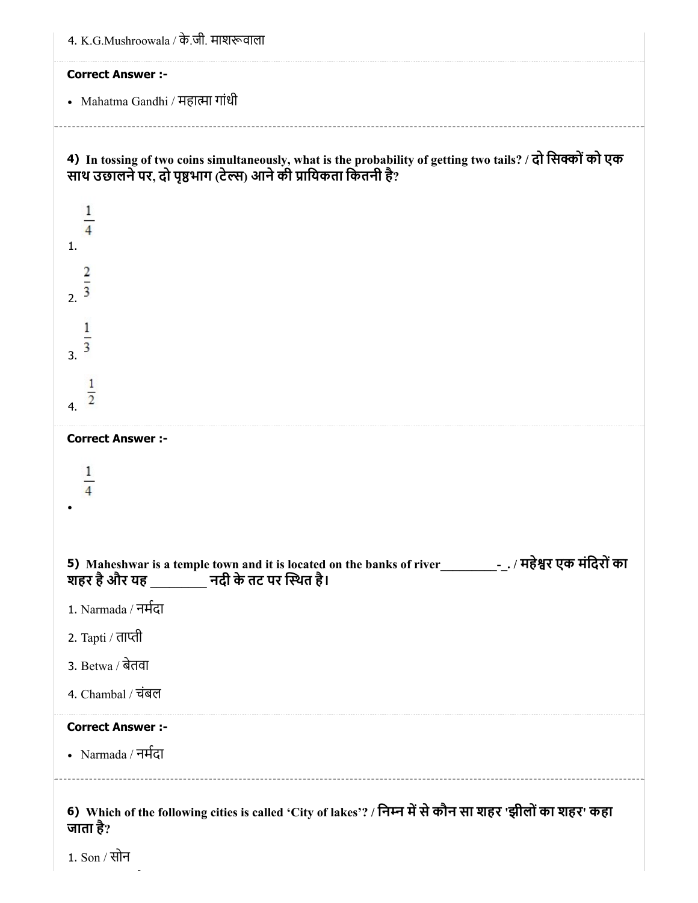4. K.G.Mushroowala / के.जी. माशरूवाला

**Correct Answer :-**

- Mahatma Gandhi / महात्मा गांधी

**4)** **In tossing of two coins simultaneously, what is the probability of getting two tails? / दो सिक्कों को एक साथ उछालने पर, दो पृष्ठभाग (टेल्स) आने की प्रायिकता कितनी है?**

1. $\frac{1}{4}$

2. $\frac{2}{3}$

3. $\frac{1}{3}$

4. $\frac{1}{2}$

**Correct Answer :-**

- $\frac{1}{4}$

**5)** **Maheshwar is a temple town and it is located on the banks of river_________-_. / महेश्वर एक मंदिरों का शहर है और यह ________ नदी के तट पर स्थित है।**

1. Narmada / नर्मदा

2. Tapti / ताप्ती

3. Betwa / बेतवा

4. Chambal / चंबल

**Correct Answer :-**

- Narmada / नर्मदा

**6)** **Which of the following cities is called 'City of lakes'? / निम्न में से कौन सा शहर 'झीलों का शहर' कहा जाता है?**

1. Son / सोन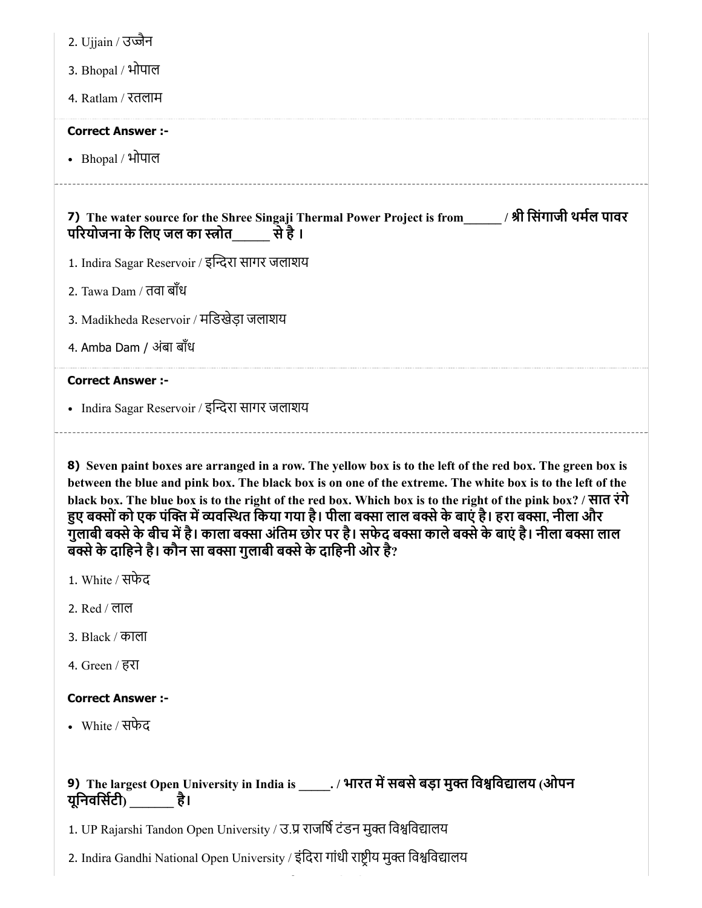2. Ujjain / उज्जैन

3. Bhopal / भोपाल

4. Ratlam / रतलाम

**Correct Answer :-**

- Bhopal / भोपाल

---

**7) The water source for the Shree Singaji Thermal Power Project is from______ / श्री सिंगाजी थर्मल पावर परियोजना के लिए जल का स्त्रोत______ से है ।**

1. Indira Sagar Reservoir / इन्दिरा सागर जलाशय

2. Tawa Dam / तवा बाँध

3. Madikheda Reservoir / मडिखेड़ा जलाशय

4. Amba Dam / अंबा बाँध

**Correct Answer :-**

- Indira Sagar Reservoir / इन्दिरा सागर जलाशय

---

**8) Seven paint boxes are arranged in a row. The yellow box is to the left of the red box. The green box is between the blue and pink box. The black box is on one of the extreme. The white box is to the left of the black box. The blue box is to the right of the red box. Which box is to the right of the pink box? / सात रंगे हुए बक्सों को एक पंक्ति में व्यवस्थित किया गया है। पीला बक्सा लाल बक्से के बाएं है। हरा बक्सा, नीला और गुलाबी बक्से के बीच में है। काला बक्सा अंतिम छोर पर है। सफेद बक्सा काले बक्से के बाएं है। नीला बक्सा लाल बक्से के दाहिने है। कौन सा बक्सा गुलाबी बक्से के दाहिनी ओर है?**

1. White / सफेद

2. Red / लाल

3. Black / काला

4. Green / हरा

**Correct Answer :-**

- White / सफेद

---

**9) The largest Open University in India is _____. / भारत में सबसे बड़ा मुक्त विश्वविद्यालय (ओपन यूनिवर्सिटी) _______ है।**

1. UP Rajarshi Tandon Open University / उ.प्र राजर्षि टंडन मुक्त विश्वविद्यालय

2. Indira Gandhi National Open University / इंदिरा गांधी राष्ट्रीय मुक्त विश्वविद्यालय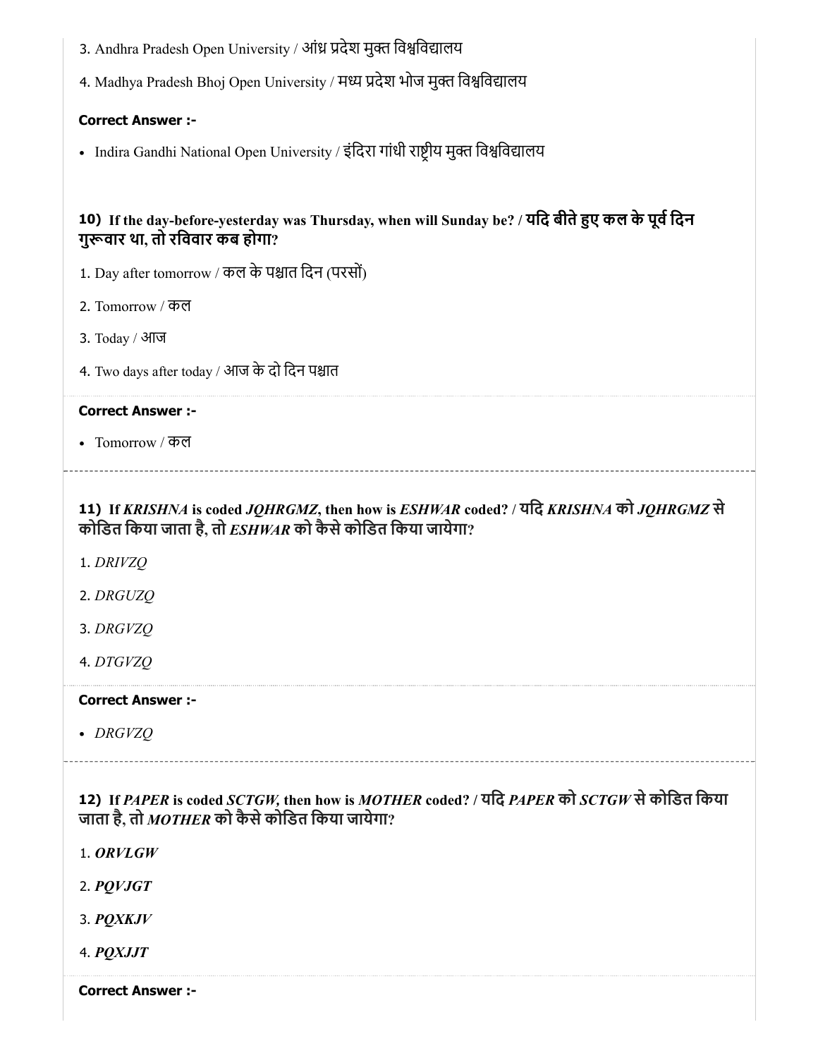3. Andhra Pradesh Open University / आंध्र प्रदेश मुक्त विश्वविद्यालय

4. Madhya Pradesh Bhoj Open University / मध्य प्रदेश भोज मुक्त विश्वविद्यालय

**Correct Answer :-**

- Indira Gandhi National Open University / इंदिरा गांधी राष्ट्रीय मुक्त विश्वविद्यालय

**10) If the day-before-yesterday was Thursday, when will Sunday be? / यदि बीते हुए कल के पूर्व दिन गुरूवार था, तो रविवार कब होगा?**

1. Day after tomorrow / कल के पश्चात दिन (परसों)

2. Tomorrow / कल

3. Today / आज

4. Two days after today / आज के दो दिन पश्चात

**Correct Answer :-**

- Tomorrow / कल

**11) If *KRISHNA* is coded *JQHRGMZ*, then how is *ESHWAR* coded? / यदि *KRISHNA* को *JQHRGMZ* से कोडित किया जाता है, तो *ESHWAR* को कैसे कोडित किया जायेगा?**

1. *DRIVZQ*

2. *DRGUZQ*

3. *DRGVZQ*

4. *DTGVZQ*

**Correct Answer :-**

- *DRGVZQ*

**12) If *PAPER* is coded *SCTGW,* then how is *MOTHER* coded? / यदि *PAPER* को *SCTGW* से कोडित किया जाता है, तो *MOTHER* को कैसे कोडित किया जायेगा?**

1. ***ORVLGW***

2. ***PQVJGT***

3. ***PQXKJV***

4. ***PQXJJT***

**Correct Answer :-**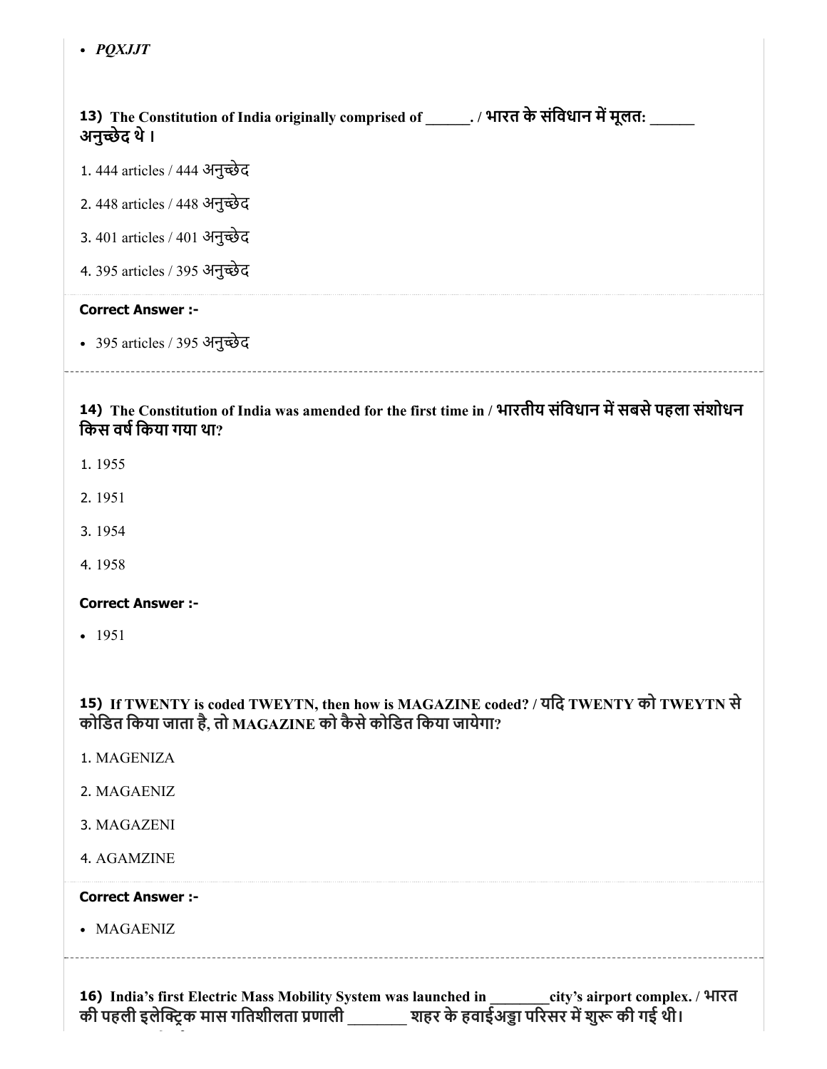- *PQXJJT*

**13) The Constitution of India originally comprised of ______. / भारत के संविधान में मूलत: ______ अनुच्छेद थे ।**

1. 444 articles / 444 अनुच्छेद

2. 448 articles / 448 अनुच्छेद

3. 401 articles / 401 अनुच्छेद

4. 395 articles / 395 अनुच्छेद

**Correct Answer :-**

- 395 articles / 395 अनुच्छेद

---

**14) The Constitution of India was amended for the first time in / भारतीय संविधान में सबसे पहला संशोधन किस वर्ष किया गया था?**

1. 1955

2. 1951

3. 1954

4. 1958

**Correct Answer :-**

- 1951

**15) If TWENTY is coded TWEYTN, then how is MAGAZINE coded? / यदि TWENTY को TWEYTN से कोडित किया जाता है, तो MAGAZINE को कैसे कोडित किया जायेगा?**

1. MAGENIZA

2. MAGAENIZ

3. MAGAZENI

4. AGAMZINE

**Correct Answer :-**

- MAGAENIZ

---

**16) India's first Electric Mass Mobility System was launched in ________city's airport complex. / भारत की पहली इलेक्ट्रिक मास गतिशीलता प्रणाली ________ शहर के हवाईअड्डा परिसर में शुरू की गई थी।**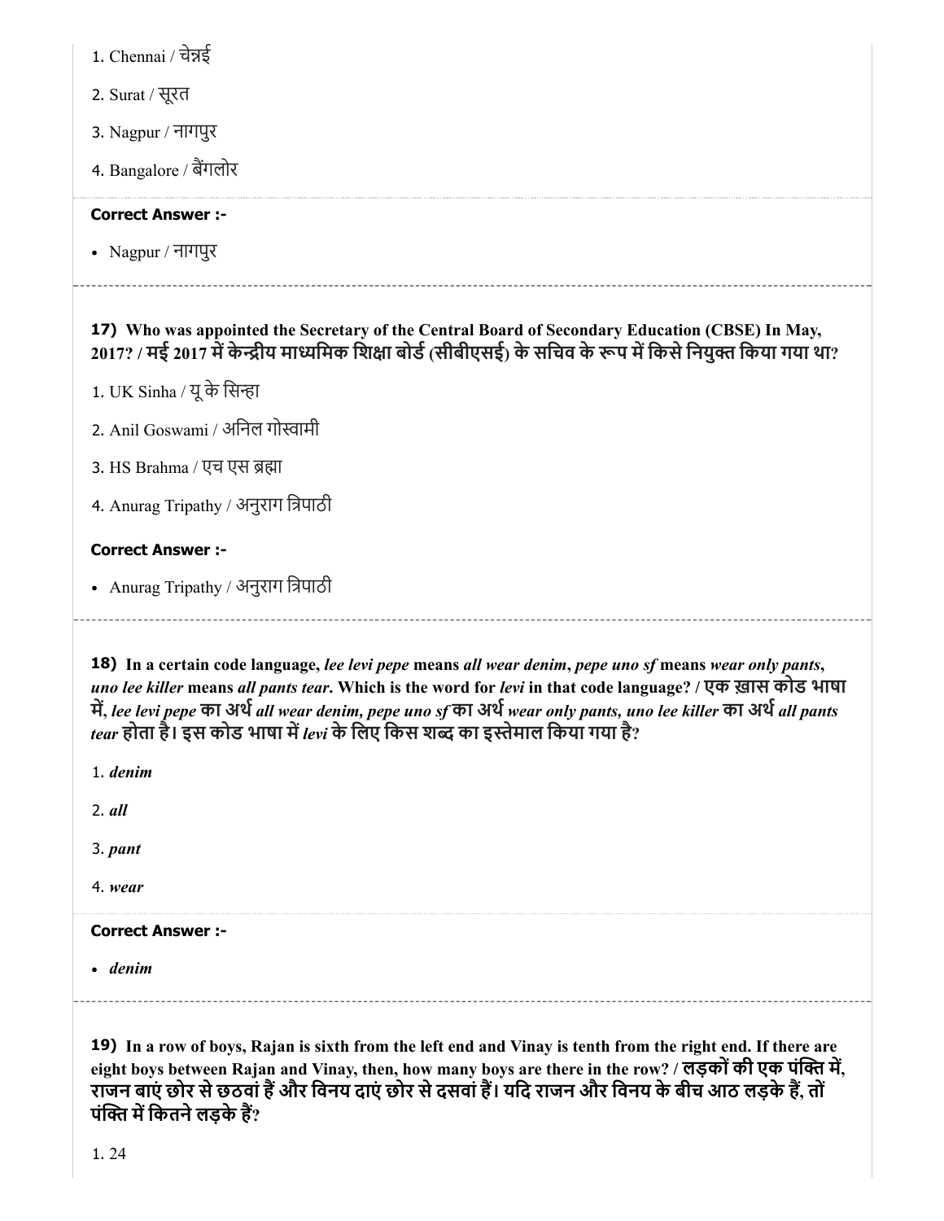1. Chennai / चेन्नई

2. Surat / सूरत

3. Nagpur / नागपुर

4. Bangalore / बैंगलोर

**Correct Answer :-**

- Nagpur / नागपुर

---

**17) Who was appointed the Secretary of the Central Board of Secondary Education (CBSE) In May, 2017? / मई 2017 में केन्द्रीय माध्यमिक शिक्षा बोर्ड (सीबीएसई) के सचिव के रूप में किसे नियुक्त किया गया था?**

1. UK Sinha / यू के सिन्हा

2. Anil Goswami / अनिल गोस्वामी

3. HS Brahma / एच एस ब्रह्मा

4. Anurag Tripathy / अनुराग त्रिपाठी

**Correct Answer :-**

- Anurag Tripathy / अनुराग त्रिपाठी

---

**18) In a certain code language, *lee levi pepe* means *all wear denim*, *pepe uno sf* means *wear only pants*, *uno lee killer* means *all pants tear*. Which is the word for *levi* in that code language? / एक ख़ास कोड भाषा में, *lee levi pepe* का अर्थ *all wear denim, pepe uno sf* का अर्थ *wear only pants, uno lee killer* का अर्थ *all pants tear* होता है। इस कोड भाषा में *levi* के लिए किस शब्द का इस्तेमाल किया गया है?**

1. *denim*

2. *all*

3. *pant*

4. *wear*

**Correct Answer :-**

- *denim*

---

**19) In a row of boys, Rajan is sixth from the left end and Vinay is tenth from the right end. If there are eight boys between Rajan and Vinay, then, how many boys are there in the row? / लड़कों की एक पंक्ति में, राजन बाएं छोर से छठवां हैं और विनय दाएं छोर से दसवां हैं। यदि राजन और विनय के बीच आठ लड़के हैं, तों पंक्ति में कितने लड़के हैं?**

1. 24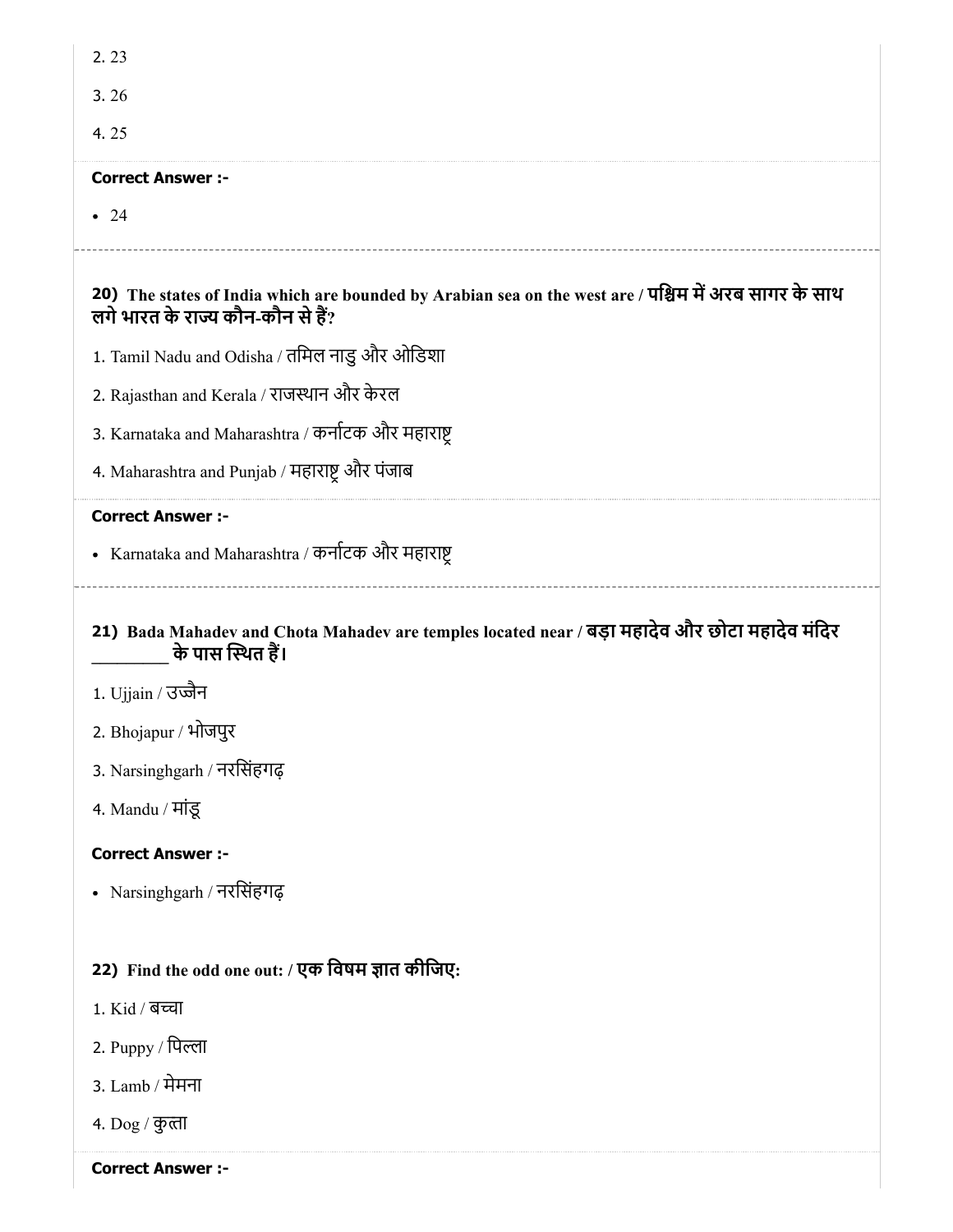2. 23

3. 26

4. 25

**Correct Answer :-**

- 24

**20) The states of India which are bounded by Arabian sea on the west are / पश्चिम में अरब सागर के साथ लगे भारत के राज्य कौन-कौन से हैं?**

1. Tamil Nadu and Odisha / तमिल नाडु और ओडिशा

2. Rajasthan and Kerala / राजस्थान और केरल

3. Karnataka and Maharashtra / कर्नाटक और महाराष्ट्र

4. Maharashtra and Punjab / महाराष्ट्र और पंजाब

**Correct Answer :-**

- Karnataka and Maharashtra / कर्नाटक और महाराष्ट्र

**21) Bada Mahadev and Chota Mahadev are temples located near / बड़ा महादेव और छोटा महादेव मंदिर ________ के पास स्थित हैं।**

1. Ujjain / उज्जैन

2. Bhojapur / भोजपुर

3. Narsinghgarh / नरसिंहगढ़

4. Mandu / मांडू

**Correct Answer :-**

- Narsinghgarh / नरसिंहगढ़

**22) Find the odd one out: / एक विषम ज्ञात कीजिए:**

1. Kid / बच्चा

2. Puppy / पिल्ला

3. Lamb / मेमना

4. Dog / कुत्ता

**Correct Answer :-**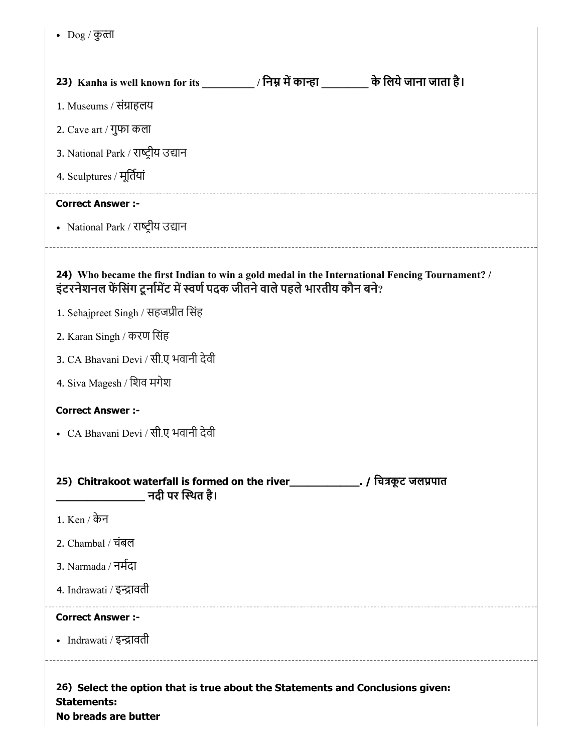- Dog / कुत्ता

**23) Kanha is well known for its __________ / निम्न में कान्हा _________ के लिये जाना जाता है।**

1. Museums / संग्राहलय
2. Cave art / गुफा कला
3. National Park / राष्ट्रीय उद्यान
4. Sculptures / मूर्तियां

**Correct Answer :-**

- National Park / राष्ट्रीय उद्यान

---

**24) Who became the first Indian to win a gold medal in the International Fencing Tournament? / इंटरनेशनल फेंसिंग टूर्नामेंट में स्वर्ण पदक जीतने वाले पहले भारतीय कौन बने?**

1. Sehajpreet Singh / सहजप्रीत सिंह
2. Karan Singh / करण सिंह
3. CA Bhavani Devi / सी.ए भवानी देवी
4. Siva Magesh / शिव मगेश

**Correct Answer :-**

- CA Bhavani Devi / सी.ए भवानी देवी

**25) Chitrakoot waterfall is formed on the river____________. / चित्रकूट जलप्रपात ________________ नदी पर स्थित है।**

1. Ken / केन
2. Chambal / चंबल
3. Narmada / नर्मदा
4. Indrawati / इन्द्रावती

**Correct Answer :-**

- Indrawati / इन्द्रावती

---

**26) Select the option that is true about the Statements and Conclusions given:**
**Statements:**
**No breads are butter**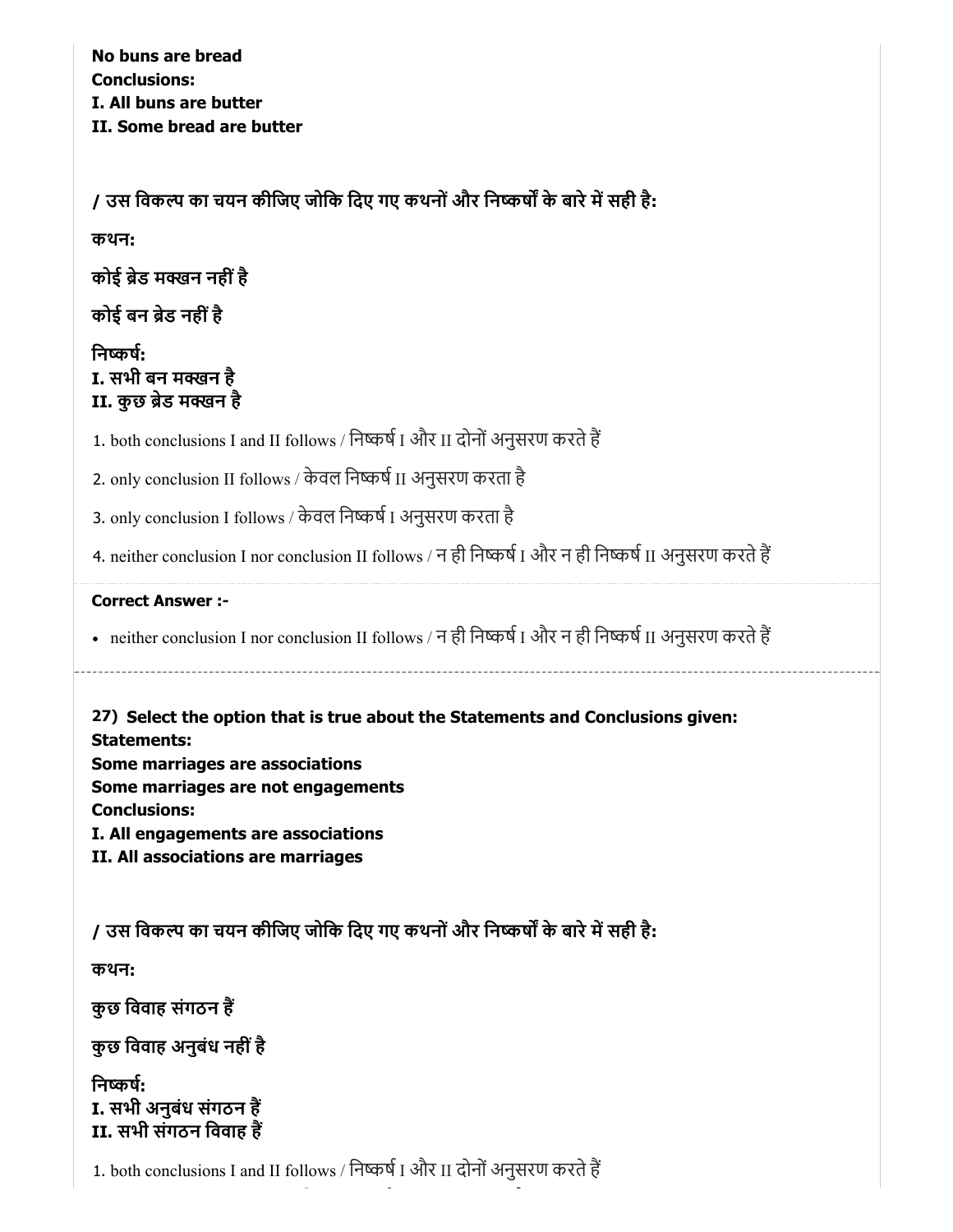**No buns are bread**
**Conclusions:**
**I. All buns are butter**
**II. Some bread are butter**

**/ उस विकल्प का चयन कीजिए जोकि दिए गए कथनों और निष्कर्षों के बारे में सही है:**

**कथन:**

**कोई ब्रेड मक्खन नहीं है**

**कोई बन ब्रेड नहीं है**

**निष्कर्ष:**
**I. सभी बन मक्खन है**
**II. कुछ ब्रेड मक्खन है**

1. both conclusions I and II follows / निष्कर्ष I और II दोनों अनुसरण करते हैं

2. only conclusion II follows / केवल निष्कर्ष II अनुसरण करता है

3. only conclusion I follows / केवल निष्कर्ष I अनुसरण करता है

4. neither conclusion I nor conclusion II follows / न ही निष्कर्ष I और न ही निष्कर्ष II अनुसरण करते हैं

**Correct Answer :-**

- neither conclusion I nor conclusion II follows / न ही निष्कर्ष I और न ही निष्कर्ष II अनुसरण करते हैं

---

**27) Select the option that is true about the Statements and Conclusions given:**
**Statements:**
**Some marriages are associations**
**Some marriages are not engagements**
**Conclusions:**
**I. All engagements are associations**
**II. All associations are marriages**

**/ उस विकल्प का चयन कीजिए जोकि दिए गए कथनों और निष्कर्षों के बारे में सही है:**

**कथन:**

**कुछ विवाह संगठन हैं**

**कुछ विवाह अनुबंध नहीं है**

**निष्कर्ष:**
**I. सभी अनुबंध संगठन हैं**
**II. सभी संगठन विवाह हैं**

1. both conclusions I and II follows / निष्कर्ष I और II दोनों अनुसरण करते हैं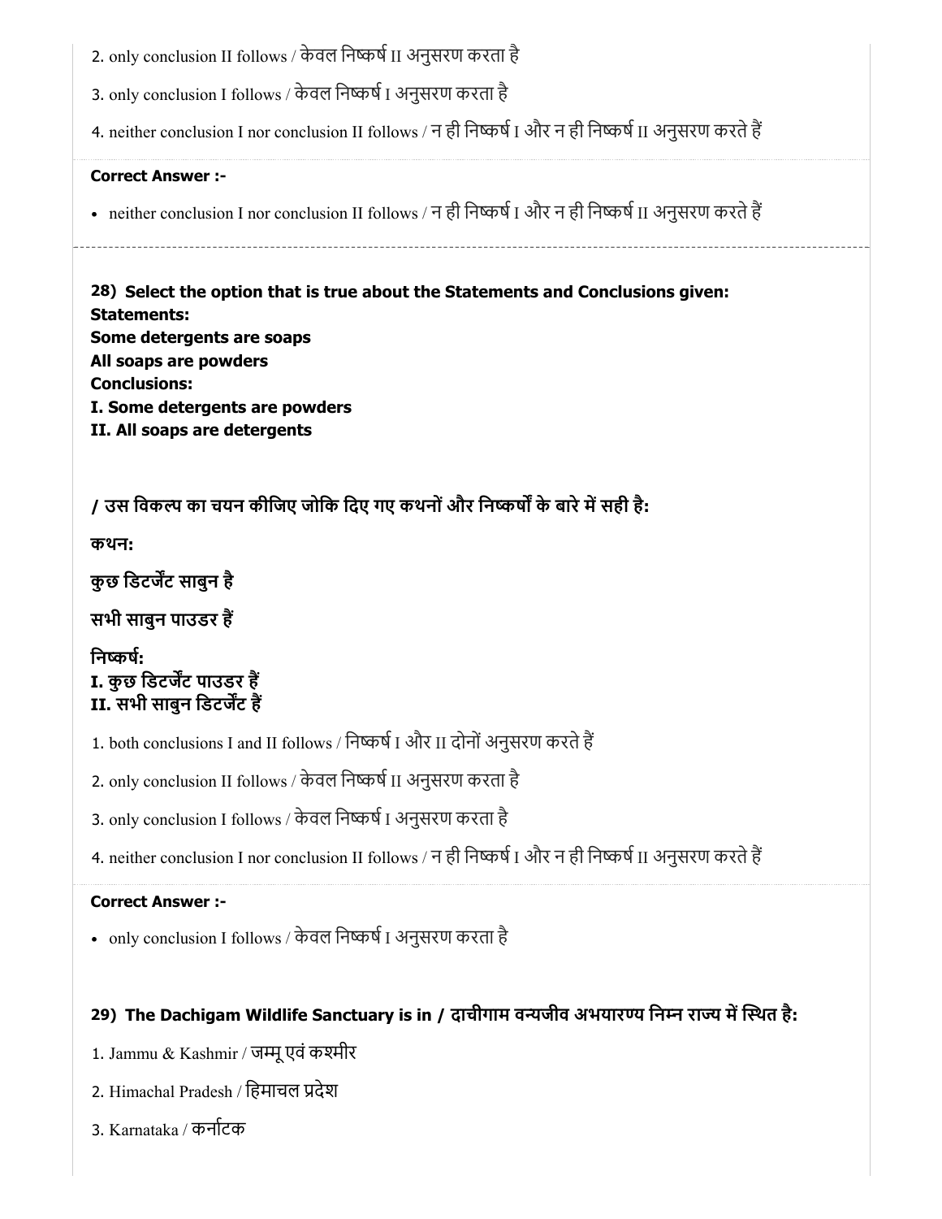2. only conclusion II follows / केवल निष्कर्ष II अनुसरण करता है

3. only conclusion I follows / केवल निष्कर्ष I अनुसरण करता है

4. neither conclusion I nor conclusion II follows / न ही निष्कर्ष I और न ही निष्कर्ष II अनुसरण करते हैं

**Correct Answer :-**

- neither conclusion I nor conclusion II follows / न ही निष्कर्ष I और न ही निष्कर्ष II अनुसरण करते हैं

---

**28) Select the option that is true about the Statements and Conclusions given:**
**Statements:**
**Some detergents are soaps**
**All soaps are powders**
**Conclusions:**
**I. Some detergents are powders**
**II. All soaps are detergents**

**/ उस विकल्प का चयन कीजिए जोकि दिए गए कथनों और निष्कर्षों के बारे में सही है:**

**कथन:**

**कुछ डिटर्जेंट साबुन है**

**सभी साबुन पाउडर हैं**

**निष्कर्ष:**
**I. कुछ डिटर्जेंट पाउडर हैं**
**II. सभी साबुन डिटर्जेंट हैं**

1. both conclusions I and II follows / निष्कर्ष I और II दोनों अनुसरण करते हैं

2. only conclusion II follows / केवल निष्कर्ष II अनुसरण करता है

3. only conclusion I follows / केवल निष्कर्ष I अनुसरण करता है

4. neither conclusion I nor conclusion II follows / न ही निष्कर्ष I और न ही निष्कर्ष II अनुसरण करते हैं

**Correct Answer :-**

- only conclusion I follows / केवल निष्कर्ष I अनुसरण करता है

**29) The Dachigam Wildlife Sanctuary is in / दाचीगाम वन्यजीव अभयारण्य निम्न राज्य में स्थित है:**

1. Jammu & Kashmir / जम्मू एवं कश्मीर

2. Himachal Pradesh / हिमाचल प्रदेश

3. Karnataka / कर्नाटक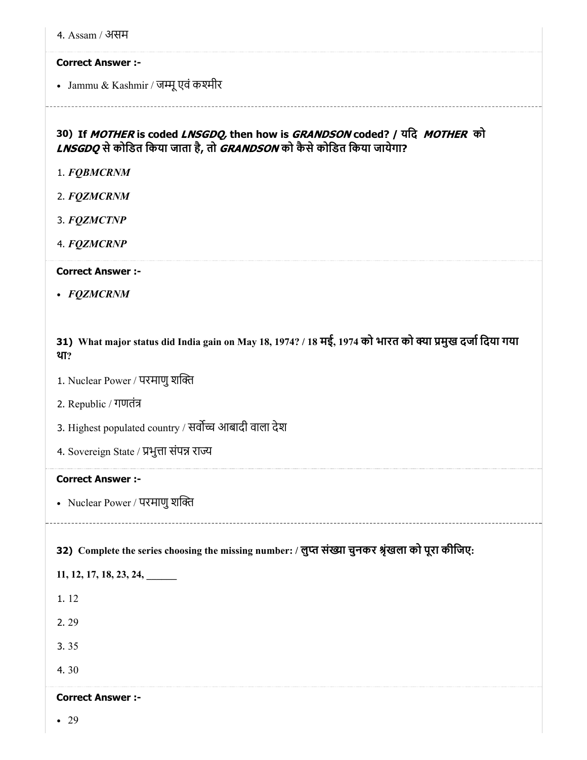4. Assam / असम

**Correct Answer :-**

- Jammu & Kashmir / जम्मू एवं कश्मीर

---

**30) If *MOTHER* is coded *LNSGDQ,* then how is *GRANDSON* coded? / यदि *MOTHER* को *LNSGDQ* से कोडित किया जाता है, तो *GRANDSON* को कैसे कोडित किया जायेगा?**

1. *FQBMCRNM*
2. *FQZMCRNM*
3. *FQZMCTNP*
4. *FQZMCRNP*

**Correct Answer :-**

- *FQZMCRNM*

---

**31) What major status did India gain on May 18, 1974? / 18 मई, 1974 को भारत को क्या प्रमुख दर्जा दिया गया था?**

1. Nuclear Power / परमाणु शक्ति
2. Republic / गणतंत्र
3. Highest populated country / सर्वोच्च आबादी वाला देश
4. Sovereign State / प्रभुत्ता संपन्न राज्य

**Correct Answer :-**

- Nuclear Power / परमाणु शक्ति

---

**32) Complete the series choosing the missing number: / लुप्त संख्या चुनकर श्रृंखला को पूरा कीजिए:**

**11, 12, 17, 18, 23, 24, ______**

1. 12
2. 29
3. 35
4. 30

**Correct Answer :-**

- 29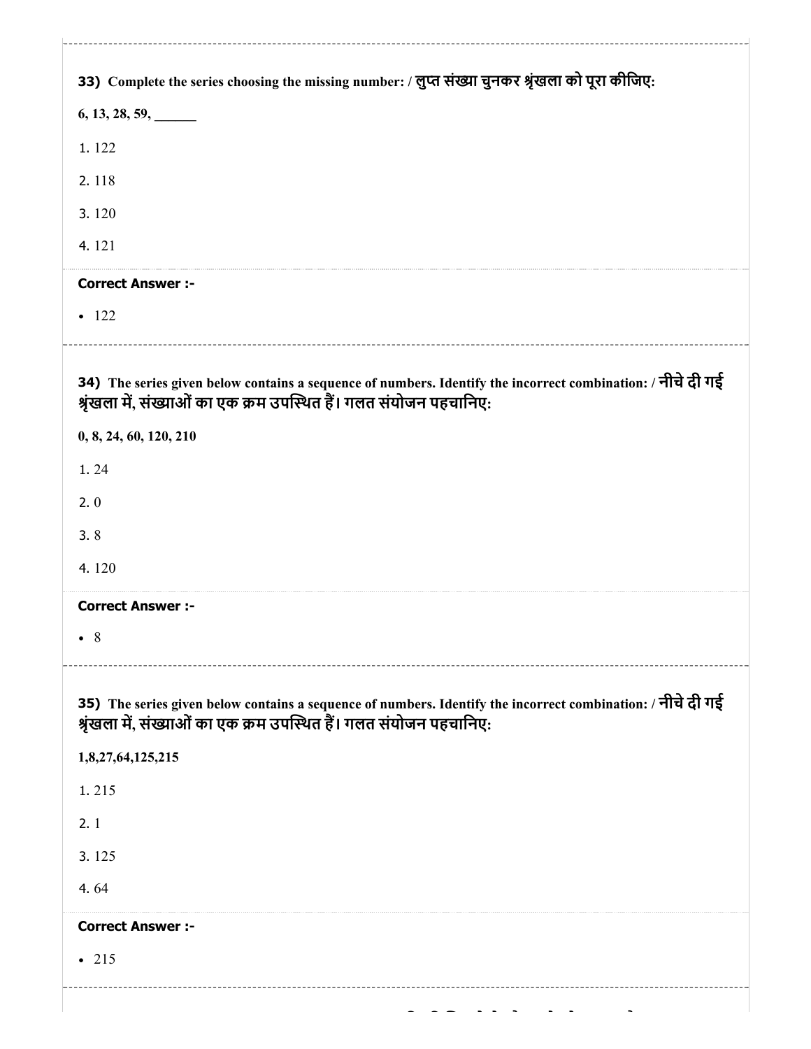**33) Complete the series choosing the missing number: / लुप्त संख्या चुनकर श्रृंखला को पूरा कीजिए:**

**6, 13, 28, 59, ______**

1. 122
2. 118
3. 120
4. 121

**Correct Answer :-**

- 122

---

**34) The series given below contains a sequence of numbers. Identify the incorrect combination: / नीचे दी गई श्रृंखला में, संख्याओं का एक क्रम उपस्थित हैं। गलत संयोजन पहचानिए:**

**0, 8, 24, 60, 120, 210**

1. 24
2. 0
3. 8
4. 120

**Correct Answer :-**

- 8

---

**35) The series given below contains a sequence of numbers. Identify the incorrect combination: / नीचे दी गई श्रृंखला में, संख्याओं का एक क्रम उपस्थित हैं। गलत संयोजन पहचानिए:**

**1,8,27,64,125,215**

1. 215
2. 1
3. 125
4. 64

**Correct Answer :-**

- 215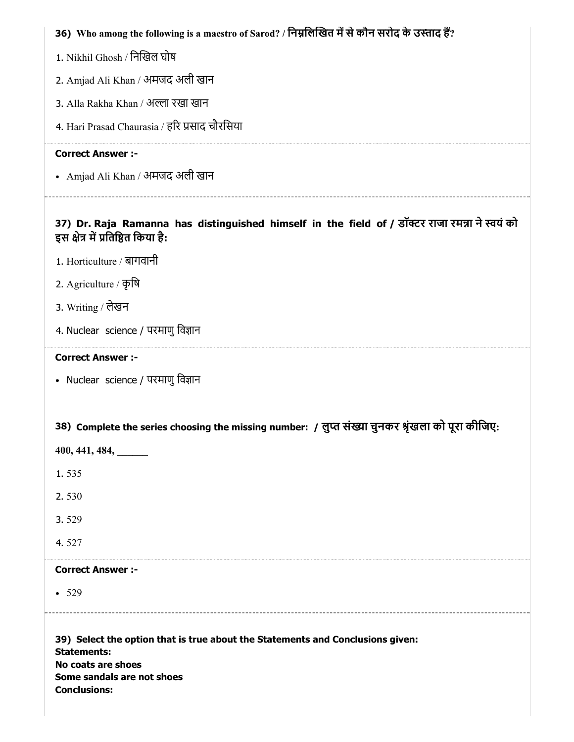**36) Who among the following is a maestro of Sarod? / निम्नलिखित में से कौन सरोद के उस्ताद हैं?**

1. Nikhil Ghosh / निखिल घोष
2. Amjad Ali Khan / अमजद अली खान
3. Alla Rakha Khan / अल्ला रखा खान
4. Hari Prasad Chaurasia / हरि प्रसाद चौरसिया

**Correct Answer :-**

- Amjad Ali Khan / अमजद अली खान

---

**37) Dr. Raja Ramanna has distinguished himself in the field of / डॉक्टर राजा रमन्ना ने स्वयं को इस क्षेत्र में प्रतिष्ठित किया है:**

1. Horticulture / बागवानी
2. Agriculture / कृषि
3. Writing / लेखन
4. Nuclear science / परमाणु विज्ञान

**Correct Answer :-**

- Nuclear science / परमाणु विज्ञान

---

**38) Complete the series choosing the missing number: / लुप्त संख्या चुनकर श्रृंखला को पूरा कीजिए:**

**400, 441, 484, ______**

1. 535
2. 530
3. 529
4. 527

**Correct Answer :-**

- 529

---

**39) Select the option that is true about the Statements and Conclusions given:**
**Statements:**
**No coats are shoes**
**Some sandals are not shoes**
**Conclusions:**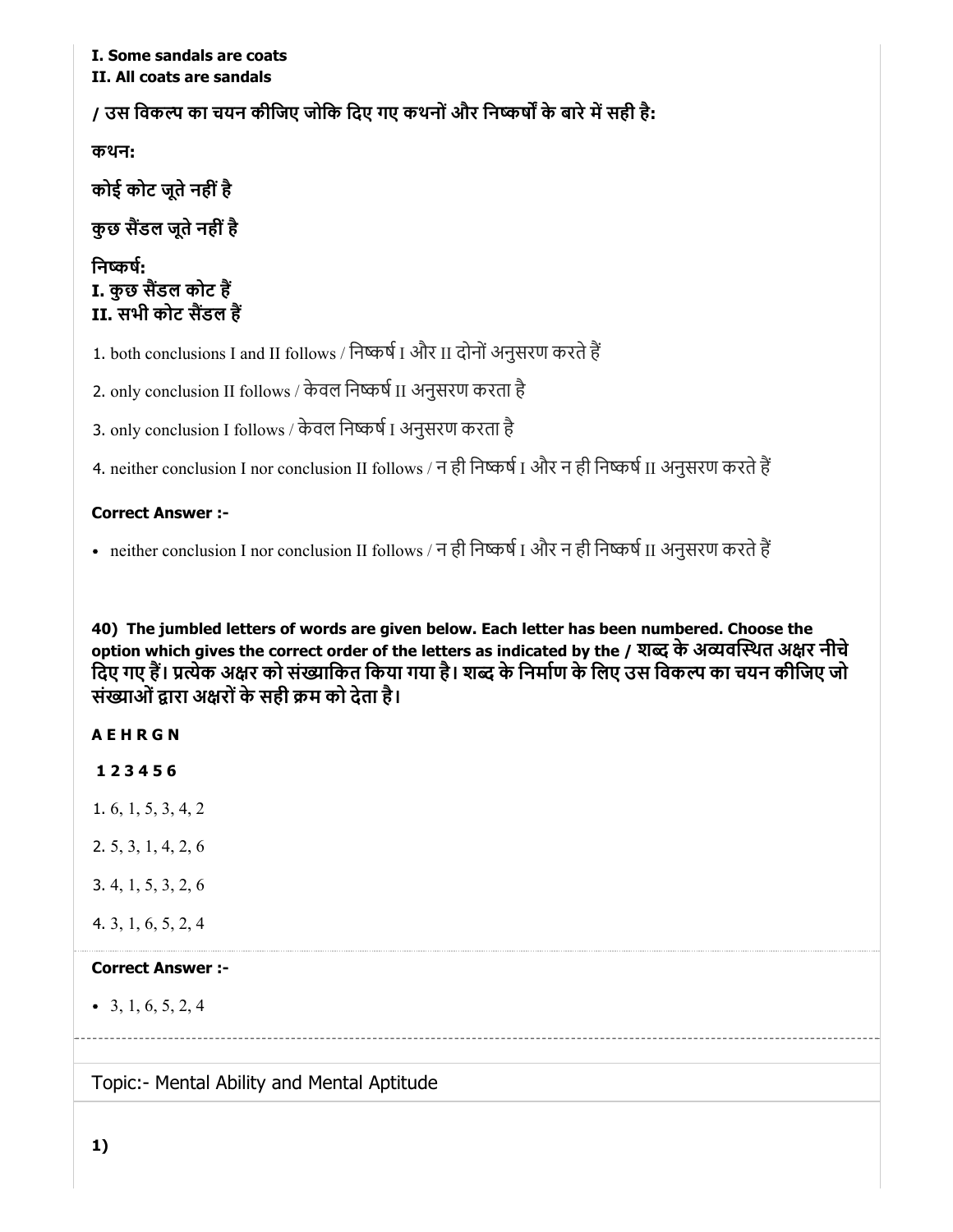**I. Some sandals are coats**
**II. All coats are sandals**

**/ उस विकल्प का चयन कीजिए जोकि दिए गए कथनों और निष्कर्षों के बारे में सही है:**

**कथन:**

**कोई कोट जूते नहीं है**

**कुछ सैंडल जूते नहीं है**

**निष्कर्ष:**
**I. कुछ सैंडल कोट हैं**
**II. सभी कोट सैंडल हैं**

1. both conclusions I and II follows / निष्कर्ष I और II दोनों अनुसरण करते हैं
2. only conclusion II follows / केवल निष्कर्ष II अनुसरण करता है
3. only conclusion I follows / केवल निष्कर्ष I अनुसरण करता है
4. neither conclusion I nor conclusion II follows / न ही निष्कर्ष I और न ही निष्कर्ष II अनुसरण करते हैं

**Correct Answer :-**

- neither conclusion I nor conclusion II follows / न ही निष्कर्ष I और न ही निष्कर्ष II अनुसरण करते हैं

**40) The jumbled letters of words are given below. Each letter has been numbered. Choose the option which gives the correct order of the letters as indicated by the / शब्द के अव्यवस्थित अक्षर नीचे दिए गए हैं। प्रत्येक अक्षर को संख्याकित किया गया है। शब्द के निर्माण के लिए उस विकल्प का चयन कीजिए जो संख्याओं द्वारा अक्षरों के सही क्रम को देता है।**

**A E H R G N**

**1 2 3 4 5 6**

1. 6, 1, 5, 3, 4, 2
2. 5, 3, 1, 4, 2, 6
3. 4, 1, 5, 3, 2, 6
4. 3, 1, 6, 5, 2, 4

**Correct Answer :-**

- 3, 1, 6, 5, 2, 4

Topic:- Mental Ability and Mental Aptitude

**1)**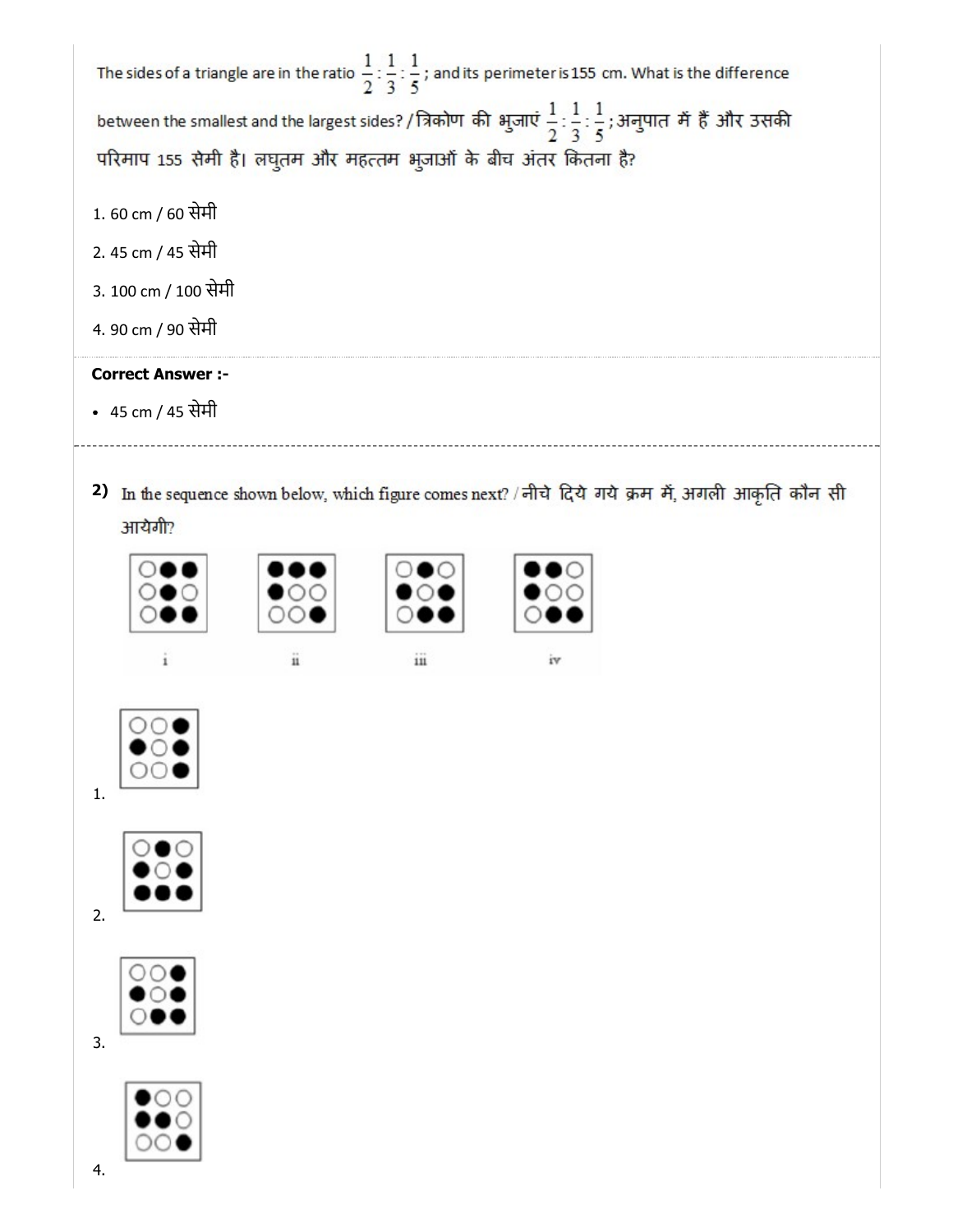The sides of a triangle are in the ratio $\frac{1}{2}:\frac{1}{3}:\frac{1}{5}$; and its perimeter is 155 cm. What is the difference between the smallest and the largest sides? / त्रिकोण की भुजाएं $\frac{1}{2}:\frac{1}{3}:\frac{1}{5}$; अनुपात में हैं और उसकी परिमाप 155 सेमी है। लघुतम और महत्तम भुजाओं के बीच अंतर कितना है?

1. 60 cm / 60 सेमी
2. 45 cm / 45 सेमी
3. 100 cm / 100 सेमी
4. 90 cm / 90 सेमी

**Correct Answer :-**

- 45 cm / 45 सेमी

---

**2)** In the sequence shown below, which figure comes next? / नीचे दिये गये क्रम में, अगली आकृति कौन सी आयेगी?

i &nbsp;&nbsp;&nbsp; ii &nbsp;&nbsp;&nbsp; iii &nbsp;&nbsp;&nbsp; iv

1.

2.

3.

4.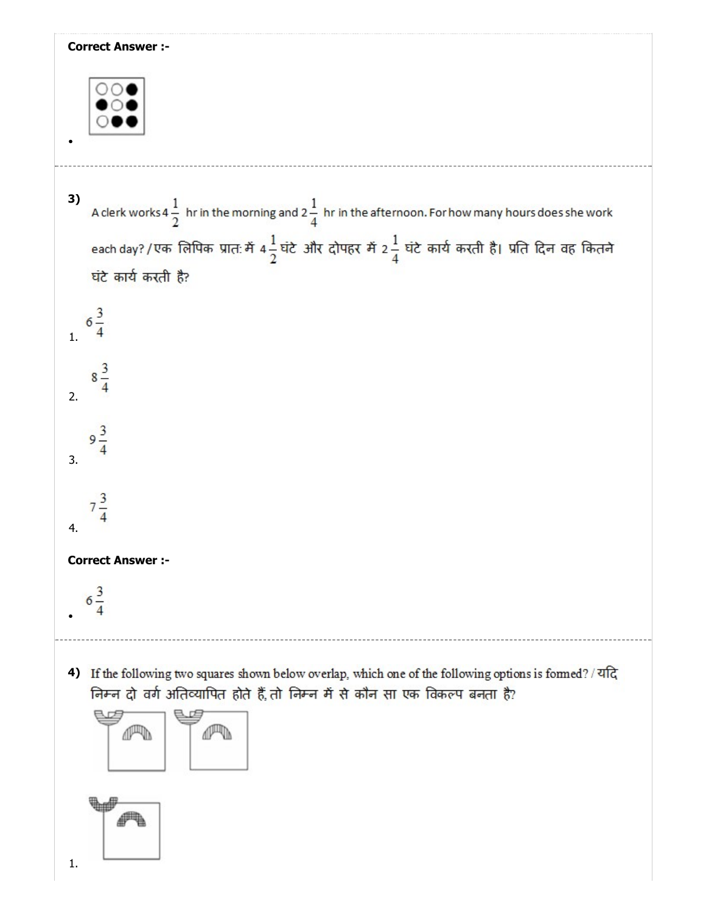**Correct Answer :-**

•

---

**3)** A clerk works $4\frac{1}{2}$ hr in the morning and $2\frac{1}{4}$ hr in the afternoon. For how many hours does she work each day? / एक लिपिक प्रात: में $4\frac{1}{2}$ घंटे और दोपहर में $2\frac{1}{4}$ घंटे कार्य करती है। प्रति दिन वह कितने घंटे कार्य करती है?

1. $6\frac{3}{4}$

2. $8\frac{3}{4}$

3. $9\frac{3}{4}$

4. $7\frac{3}{4}$

**Correct Answer :-**

• $6\frac{3}{4}$

---

**4)** If the following two squares shown below overlap, which one of the following options is formed? / यदि निम्न दो वर्ग अतिव्यापित होते हैं, तो निम्न में से कौन सा एक विकल्प बनता है?

1.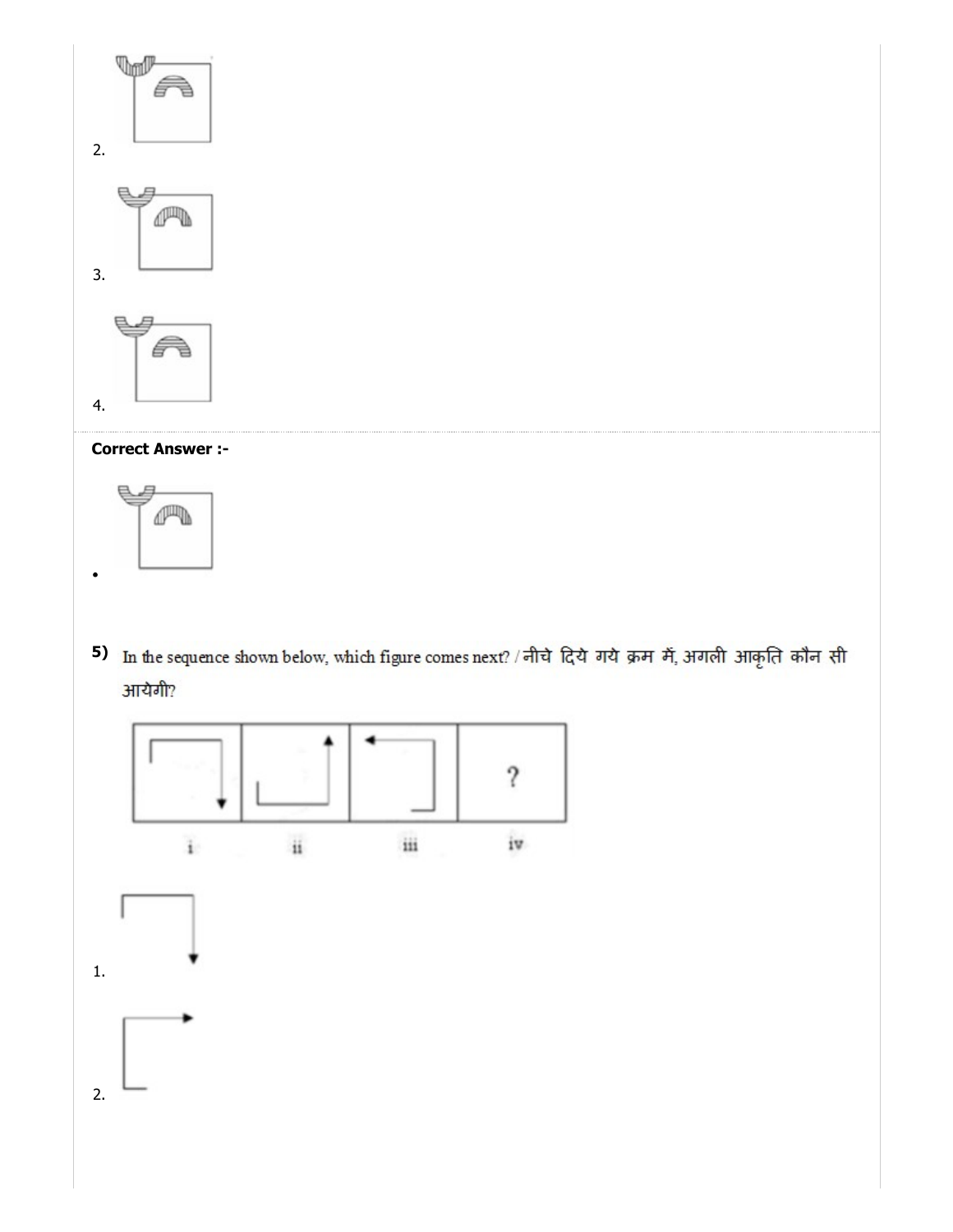2.

3.

4.

**Correct Answer :-**

•

5) In the sequence shown below, which figure comes next? / नीचे दिये गये क्रम में, अगली आकृति कौन सी आयेगी?

| i | ii | iii | iv |
|---|---|---|---|
| | | | ? |

1.

2.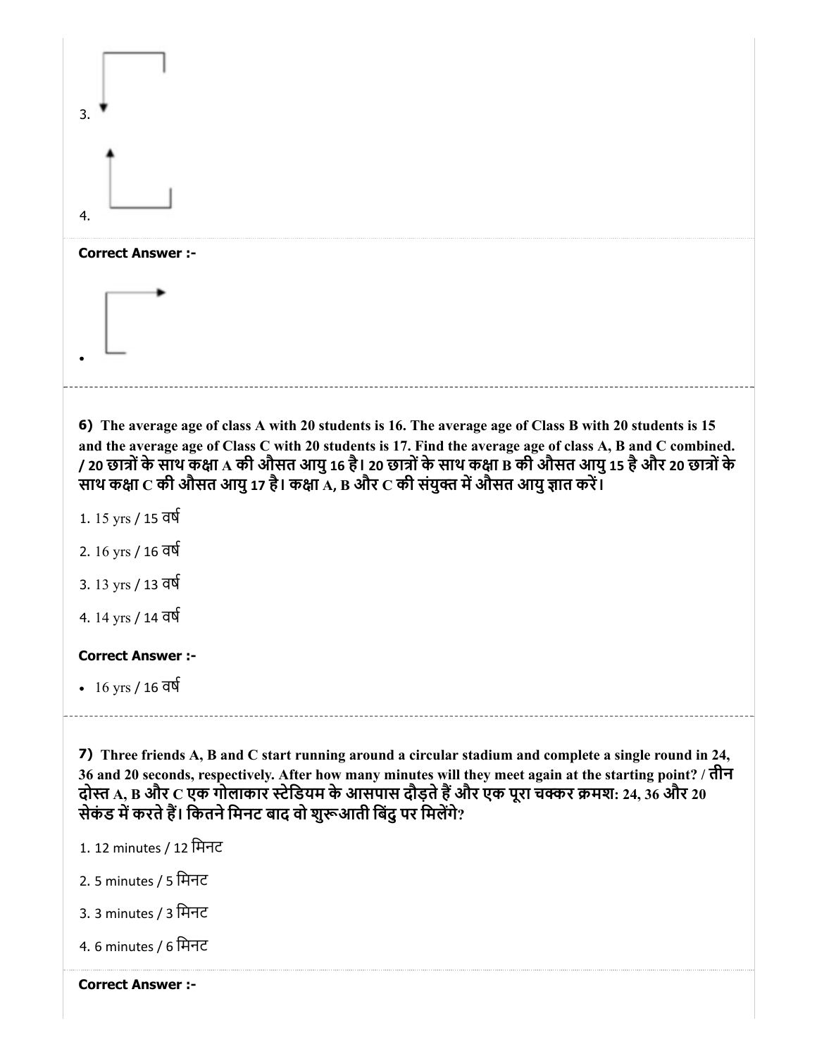3.

4.

**Correct Answer :-**

- 

---

**6)** **The average age of class A with 20 students is 16. The average age of Class B with 20 students is 15 and the average age of Class C with 20 students is 17. Find the average age of class A, B and C combined. / 20 छात्रों के साथ कक्षा A की औसत आयु 16 है। 20 छात्रों के साथ कक्षा B की औसत आयु 15 है और 20 छात्रों के साथ कक्षा C की औसत आयु 17 है। कक्षा A, B और C की संयुक्त में औसत आयु ज्ञात करें।**

1. 15 yrs / 15 वर्ष
2. 16 yrs / 16 वर्ष
3. 13 yrs / 13 वर्ष
4. 14 yrs / 14 वर्ष

**Correct Answer :-**

- 16 yrs / 16 वर्ष

---

**7)** **Three friends A, B and C start running around a circular stadium and complete a single round in 24, 36 and 20 seconds, respectively. After how many minutes will they meet again at the starting point? / तीन दोस्त A, B और C एक गोलाकार स्टेडियम के आसपास दौड़ते हैं और एक पूरा चक्कर क्रमश: 24, 36 और 20 सेकंड में करते हैं। कितने मिनट बाद वो शुरूआती बिंदु पर मिलेंगे?**

1. 12 minutes / 12 मिनट
2. 5 minutes / 5 मिनट
3. 3 minutes / 3 मिनट
4. 6 minutes / 6 मिनट

**Correct Answer :-**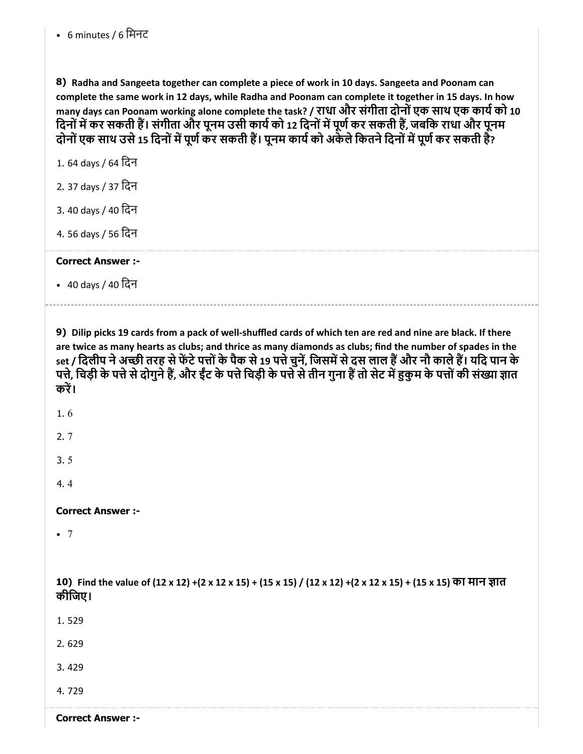- 6 minutes / 6 मिनट

**8)** **Radha and Sangeeta together can complete a piece of work in 10 days. Sangeeta and Poonam can complete the same work in 12 days, while Radha and Poonam can complete it together in 15 days. In how many days can Poonam working alone complete the task? / राधा और संगीता दोनों एक साथ एक कार्य को 10 दिनों में कर सकती हैं। संगीता और पूनम उसी कार्य को 12 दिनों में पूर्ण कर सकती हैं, जबकि राधा और पूनम दोनों एक साथ उसे 15 दिनों में पूर्ण कर सकती हैं। पूनम कार्य को अकेले कितने दिनों में पूर्ण कर सकती है?**

1. 64 days / 64 दिन
2. 37 days / 37 दिन
3. 40 days / 40 दिन
4. 56 days / 56 दिन

**Correct Answer :-**

- 40 days / 40 दिन

**9)** **Dilip picks 19 cards from a pack of well-shuffled cards of which ten are red and nine are black. If there are twice as many hearts as clubs; and thrice as many diamonds as clubs; find the number of spades in the set / दिलीप ने अच्छी तरह से फेंटे पत्तों के पैक से 19 पत्ते चुनें, जिसमें से दस लाल हैं और नौ काले हैं। यदि पान के पत्ते, चिड़ी के पत्ते से दोगुने हैं, और ईंट के पत्ते चिड़ी के पत्ते से तीन गुना हैं तो सेट में हुकुम के पत्तों की संख्या ज्ञात करें।**

1. 6
2. 7
3. 5
4. 4

**Correct Answer :-**

- 7

**10)** **Find the value of (12 x 12) +(2 x 12 x 15) + (15 x 15) / (12 x 12) +(2 x 12 x 15) + (15 x 15) का मान ज्ञात कीजिए।**

1. 529
2. 629
3. 429
4. 729

**Correct Answer :-**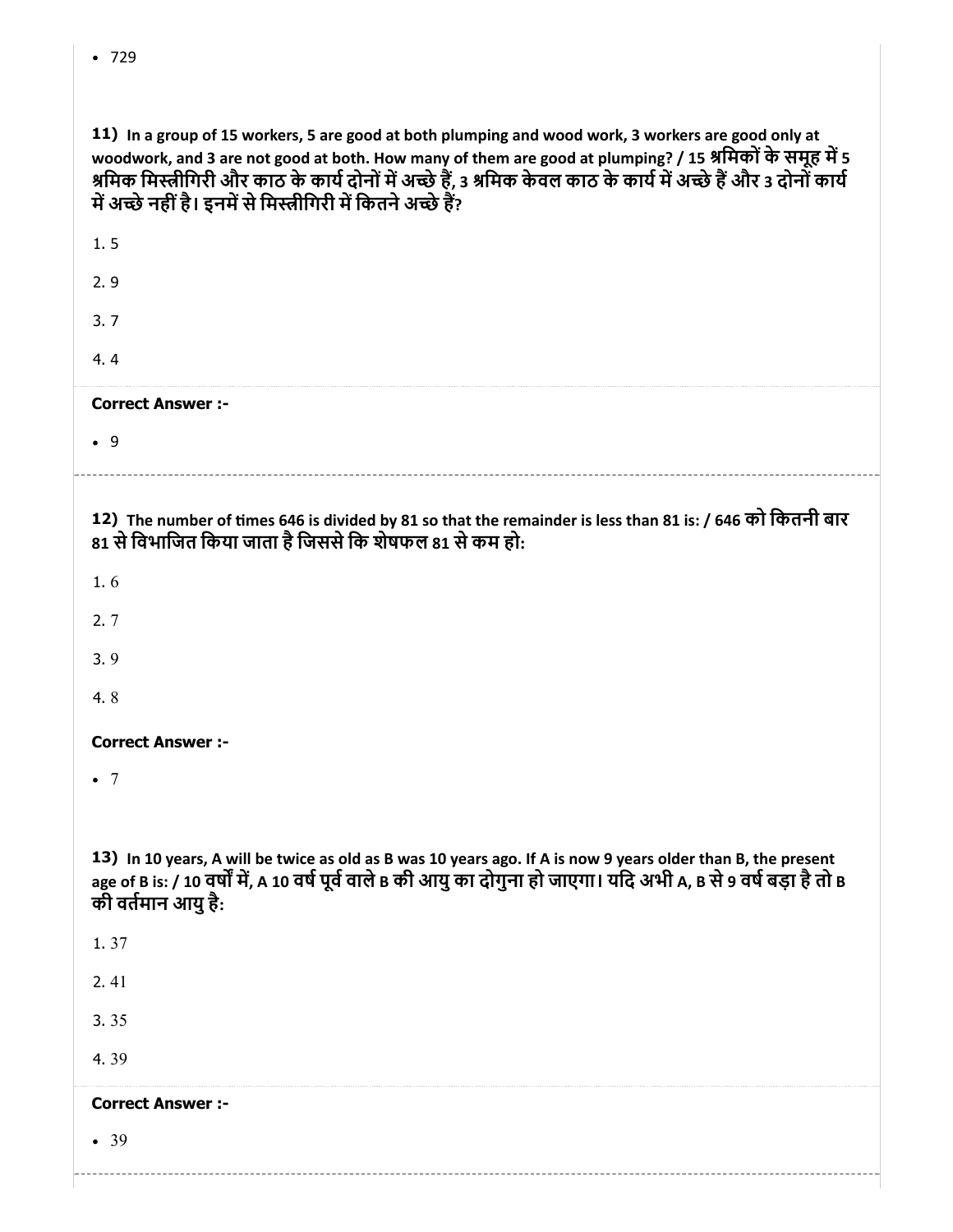- 729

**11)** In a group of 15 workers, 5 are good at both plumping and wood work, 3 workers are good only at woodwork, and 3 are not good at both. How many of them are good at plumping? / 15 श्रमिकों के समूह में 5 श्रमिक मिस्त्रीगिरी और काठ के कार्य दोनों में अच्छे हैं, 3 श्रमिक केवल काठ के कार्य में अच्छे हैं और 3 दोनों कार्य में अच्छे नहीं है। इनमें से मिस्त्रीगिरी में कितने अच्छे हैं?

1. 5
2. 9
3. 7
4. 4

**Correct Answer :-**

- 9

**12)** The number of times 646 is divided by 81 so that the remainder is less than 81 is: / 646 को कितनी बार 81 से विभाजित किया जाता है जिससे कि शेषफल 81 से कम हो:

1. 6
2. 7
3. 9
4. 8

**Correct Answer :-**

- 7

**13)** In 10 years, A will be twice as old as B was 10 years ago. If A is now 9 years older than B, the present age of B is: / 10 वर्षों में, A 10 वर्ष पूर्व वाले B की आयु का दोगुना हो जाएगा। यदि अभी A, B से 9 वर्ष बड़ा है तो B की वर्तमान आयु है:

1. 37
2. 41
3. 35
4. 39

**Correct Answer :-**

- 39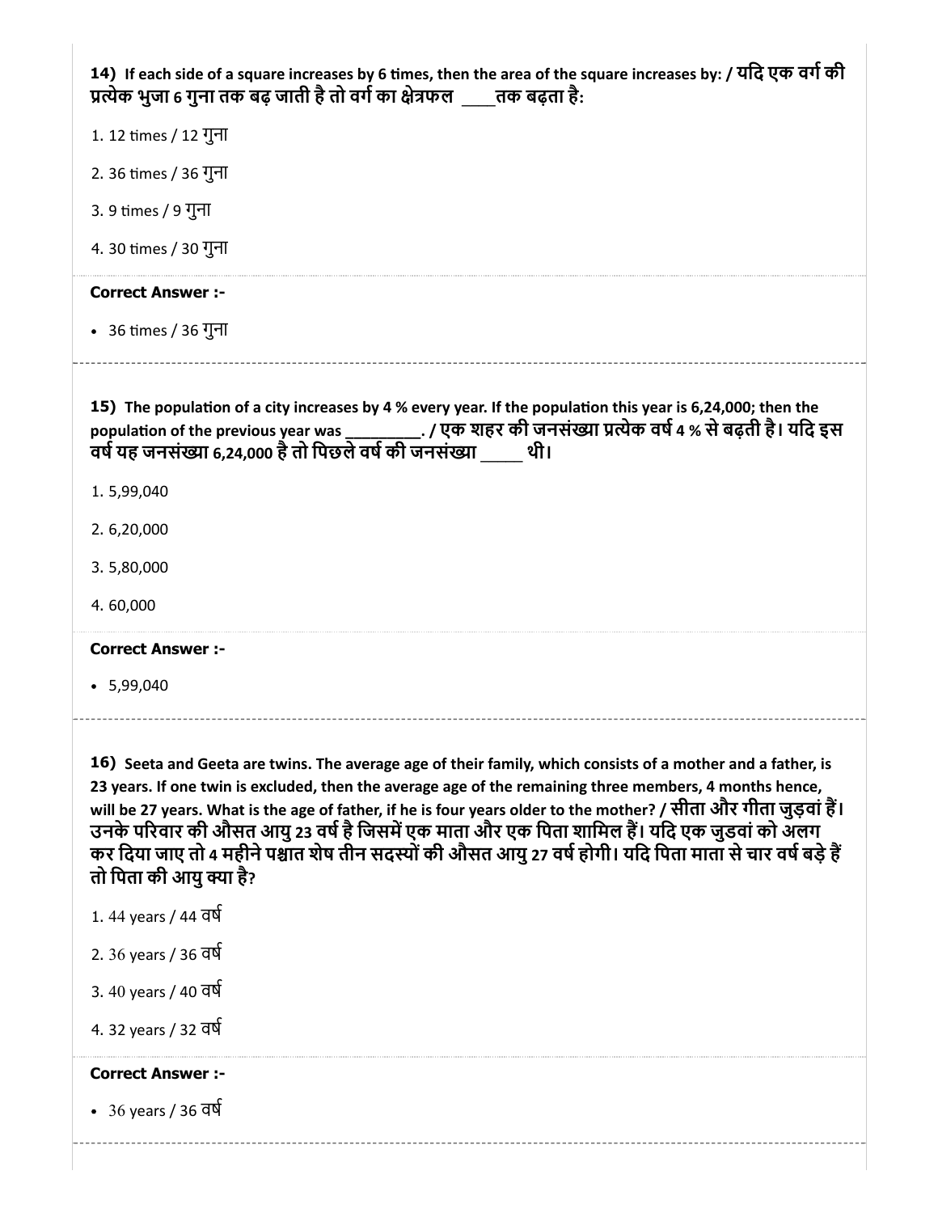**14)** If each side of a square increases by 6 times, then the area of the square increases by: / यदि एक वर्ग की प्रत्येक भुजा 6 गुना तक बढ़ जाती है तो वर्ग का क्षेत्रफल ____तक बढ़ता है:

1. 12 times / 12 गुना

2. 36 times / 36 गुना

3. 9 times / 9 गुना

4. 30 times / 30 गुना

**Correct Answer :-**

- 36 times / 36 गुना

---

**15)** The population of a city increases by 4 % every year. If the population this year is 6,24,000; then the population of the previous year was _________. / एक शहर की जनसंख्या प्रत्येक वर्ष 4 % से बढ़ती है। यदि इस वर्ष यह जनसंख्या 6,24,000 है तो पिछले वर्ष की जनसंख्या _____ थी।

1. 5,99,040

2. 6,20,000

3. 5,80,000

4. 60,000

**Correct Answer :-**

- 5,99,040

---

**16)** Seeta and Geeta are twins. The average age of their family, which consists of a mother and a father, is 23 years. If one twin is excluded, then the average age of the remaining three members, 4 months hence, will be 27 years. What is the age of father, if he is four years older to the mother? / सीता और गीता जुड़वां हैं। उनके परिवार की औसत आयु 23 वर्ष है जिसमें एक माता और एक पिता शामिल हैं। यदि एक जुडवां को अलग कर दिया जाए तो 4 महीने पश्चात शेष तीन सदस्यों की औसत आयु 27 वर्ष होगी। यदि पिता माता से चार वर्ष बड़े हैं तो पिता की आयु क्या है?

1. 44 years / 44 वर्ष

2. 36 years / 36 वर्ष

3. 40 years / 40 वर्ष

4. 32 years / 32 वर्ष

**Correct Answer :-**

- 36 years / 36 वर्ष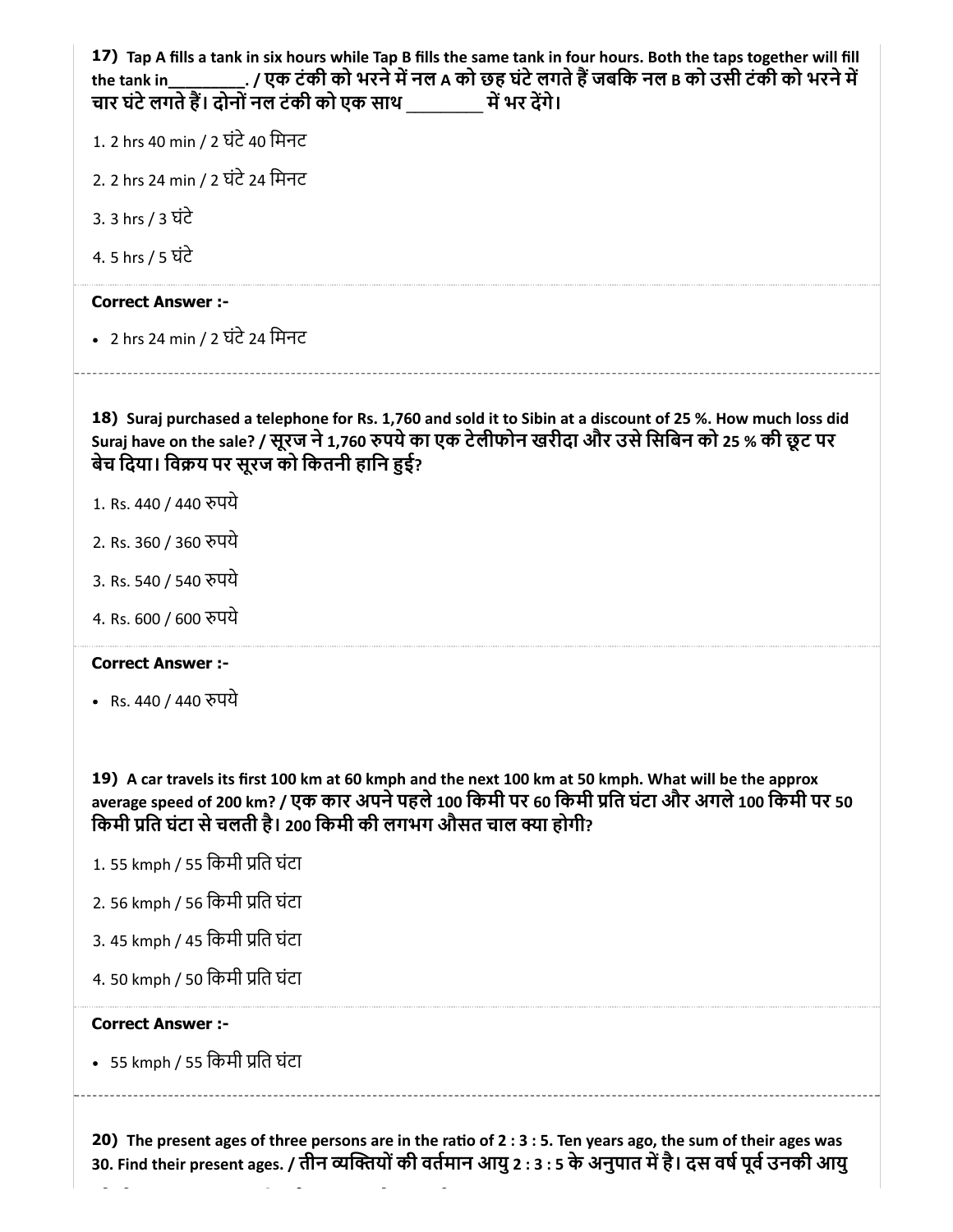**17) Tap A fills a tank in six hours while Tap B fills the same tank in four hours. Both the taps together will fill the tank in________. / एक टंकी को भरने में नल A को छह घंटे लगते हैं जबकि नल B को उसी टंकी को भरने में चार घंटे लगते हैं। दोनों नल टंकी को एक साथ ________ में भर देंगे।**

1. 2 hrs 40 min / 2 घंटे 40 मिनट
2. 2 hrs 24 min / 2 घंटे 24 मिनट
3. 3 hrs / 3 घंटे
4. 5 hrs / 5 घंटे

**Correct Answer :-**

- 2 hrs 24 min / 2 घंटे 24 मिनट

---

**18) Suraj purchased a telephone for Rs. 1,760 and sold it to Sibin at a discount of 25 %. How much loss did Suraj have on the sale? / सूरज ने 1,760 रुपये का एक टेलीफोन खरीदा और उसे सिबिन को 25 % की छूट पर बेच दिया। विक्रय पर सूरज को कितनी हानि हुई?**

1. Rs. 440 / 440 रुपये
2. Rs. 360 / 360 रुपये
3. Rs. 540 / 540 रुपये
4. Rs. 600 / 600 रुपये

**Correct Answer :-**

- Rs. 440 / 440 रुपये

---

**19) A car travels its first 100 km at 60 kmph and the next 100 km at 50 kmph. What will be the approx average speed of 200 km? / एक कार अपने पहले 100 किमी पर 60 किमी प्रति घंटा और अगले 100 किमी पर 50 किमी प्रति घंटा से चलती है। 200 किमी की लगभग औसत चाल क्या होगी?**

1. 55 kmph / 55 किमी प्रति घंटा
2. 56 kmph / 56 किमी प्रति घंटा
3. 45 kmph / 45 किमी प्रति घंटा
4. 50 kmph / 50 किमी प्रति घंटा

**Correct Answer :-**

- 55 kmph / 55 किमी प्रति घंटा

---

**20) The present ages of three persons are in the ratio of 2 : 3 : 5. Ten years ago, the sum of their ages was 30. Find their present ages. / तीन व्यक्तियों की वर्तमान आयु 2 : 3 : 5 के अनुपात में है। दस वर्ष पूर्व उनकी आयु**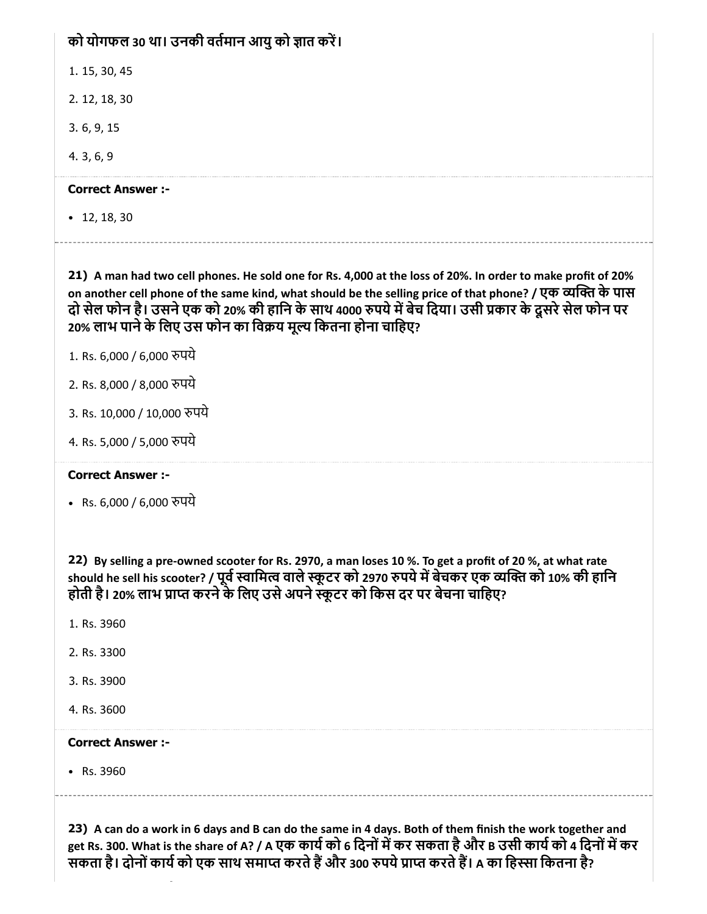को योगफल 30 था। उनकी वर्तमान आयु को ज्ञात करें।

1. 15, 30, 45

2. 12, 18, 30

3. 6, 9, 15

4. 3, 6, 9

**Correct Answer :-**

- 12, 18, 30

**21)** **A man had two cell phones. He sold one for Rs. 4,000 at the loss of 20%. In order to make profit of 20% on another cell phone of the same kind, what should be the selling price of that phone? / एक व्यक्ति के पास दो सेल फोन है। उसने एक को 20% की हानि के साथ 4000 रुपये में बेच दिया। उसी प्रकार के दूसरे सेल फोन पर 20% लाभ पाने के लिए उस फोन का विक्रय मूल्य कितना होना चाहिए?**

1. Rs. 6,000 / 6,000 रुपये

2. Rs. 8,000 / 8,000 रुपये

3. Rs. 10,000 / 10,000 रुपये

4. Rs. 5,000 / 5,000 रुपये

**Correct Answer :-**

- Rs. 6,000 / 6,000 रुपये

**22)** **By selling a pre-owned scooter for Rs. 2970, a man loses 10 %. To get a profit of 20 %, at what rate should he sell his scooter? / पूर्व स्वामित्व वाले स्कूटर को 2970 रुपये में बेचकर एक व्यक्ति को 10% की हानि होती है। 20% लाभ प्राप्त करने के लिए उसे अपने स्कूटर को किस दर पर बेचना चाहिए?**

1. Rs. 3960

2. Rs. 3300

3. Rs. 3900

4. Rs. 3600

**Correct Answer :-**

- Rs. 3960

**23)** **A can do a work in 6 days and B can do the same in 4 days. Both of them finish the work together and get Rs. 300. What is the share of A? / A एक कार्य को 6 दिनों में कर सकता है और B उसी कार्य को 4 दिनों में कर सकता है। दोनों कार्य को एक साथ समाप्त करते हैं और 300 रुपये प्राप्त करते हैं। A का हिस्सा कितना है?**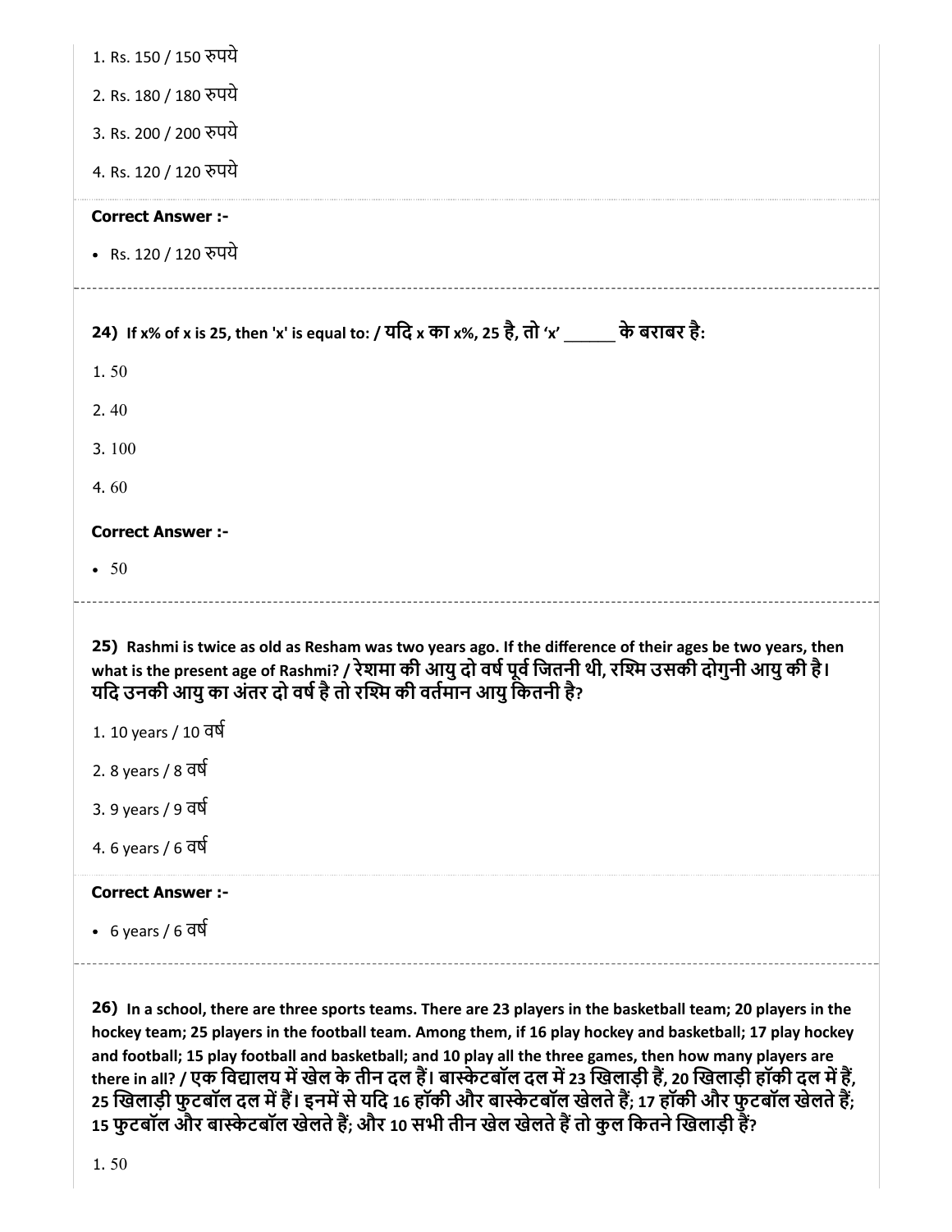1. Rs. 150 / 150 रुपये

2. Rs. 180 / 180 रुपये

3. Rs. 200 / 200 रुपये

4. Rs. 120 / 120 रुपये

**Correct Answer :-**

- Rs. 120 / 120 रुपये

---

**24)** **If x% of x is 25, then 'x' is equal to: / यदि x का x%, 25 है, तो 'x' ______ के बराबर है:**

1. 50

2. 40

3. 100

4. 60

**Correct Answer :-**

- 50

---

**25)** **Rashmi is twice as old as Resham was two years ago. If the difference of their ages be two years, then what is the present age of Rashmi? / रेशमा की आयु दो वर्ष पूर्व जितनी थी, रश्मि उसकी दोगुनी आयु की है। यदि उनकी आयु का अंतर दो वर्ष है तो रश्मि की वर्तमान आयु कितनी है?**

1. 10 years / 10 वर्ष

2. 8 years / 8 वर्ष

3. 9 years / 9 वर्ष

4. 6 years / 6 वर्ष

**Correct Answer :-**

- 6 years / 6 वर्ष

---

**26)** **In a school, there are three sports teams. There are 23 players in the basketball team; 20 players in the hockey team; 25 players in the football team. Among them, if 16 play hockey and basketball; 17 play hockey and football; 15 play football and basketball; and 10 play all the three games, then how many players are there in all? / एक विद्यालय में खेल के तीन दल हैं। बास्केटबॉल दल में 23 खिलाड़ी हैं, 20 खिलाड़ी हॉकी दल में हैं, 25 खिलाड़ी फुटबॉल दल में हैं। इनमें से यदि 16 हॉकी और बास्केटबॉल खेलते हैं; 17 हॉकी और फुटबॉल खेलते हैं; 15 फुटबॉल और बास्केटबॉल खेलते हैं; और 10 सभी तीन खेल खेलते हैं तो कुल कितने खिलाड़ी हैं?**

1. 50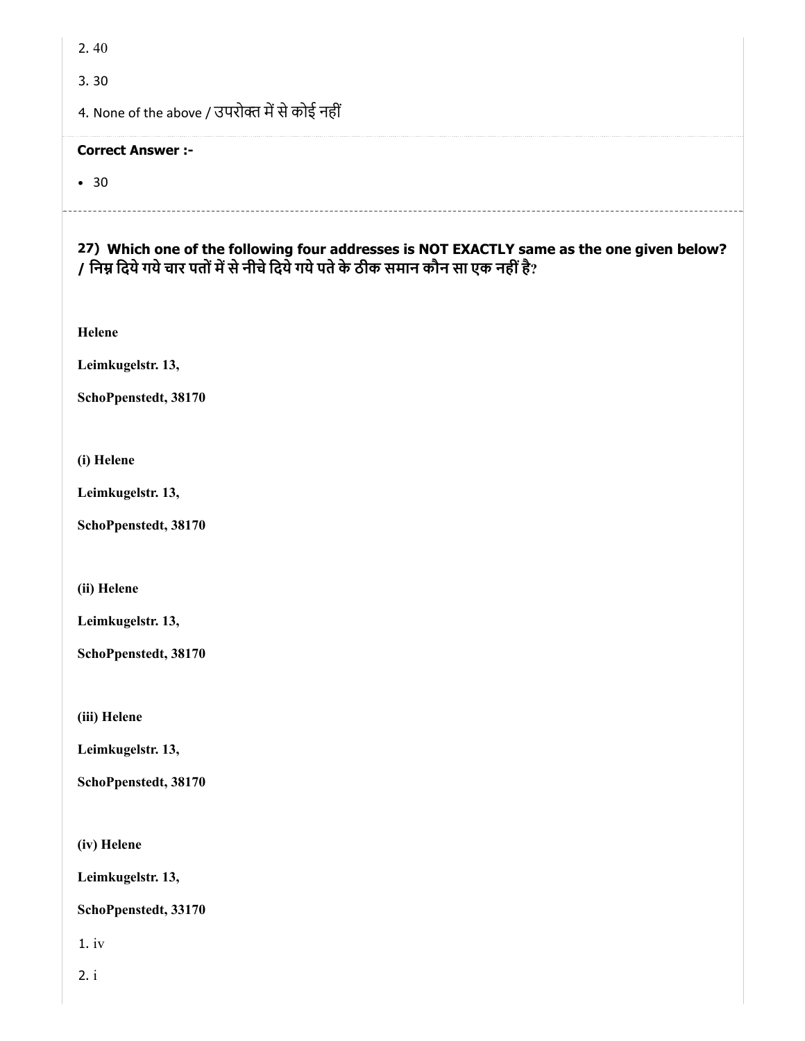2. 40

3. 30

4. None of the above / उपरोक्त में से कोई नहीं

**Correct Answer :-**

- 30

---

### 27) Which one of the following four addresses is NOT EXACTLY same as the one given below? / निम्न दिये गये चार पतों में से नीचे दिये गये पते के ठीक समान कौन सा एक नहीं है?

**Helene**

**Leimkugelstr. 13,**

**SchoPpenstedt, 38170**

**(i) Helene**

**Leimkugelstr. 13,**

**SchoPpenstedt, 38170**

**(ii) Helene**

**Leimkugelstr. 13,**

**SchoPpenstedt, 38170**

**(iii) Helene**

**Leimkugelstr. 13,**

**SchoPpenstedt, 38170**

**(iv) Helene**

**Leimkugelstr. 13,**

**SchoPpenstedt, 33170**

1. iv

2. i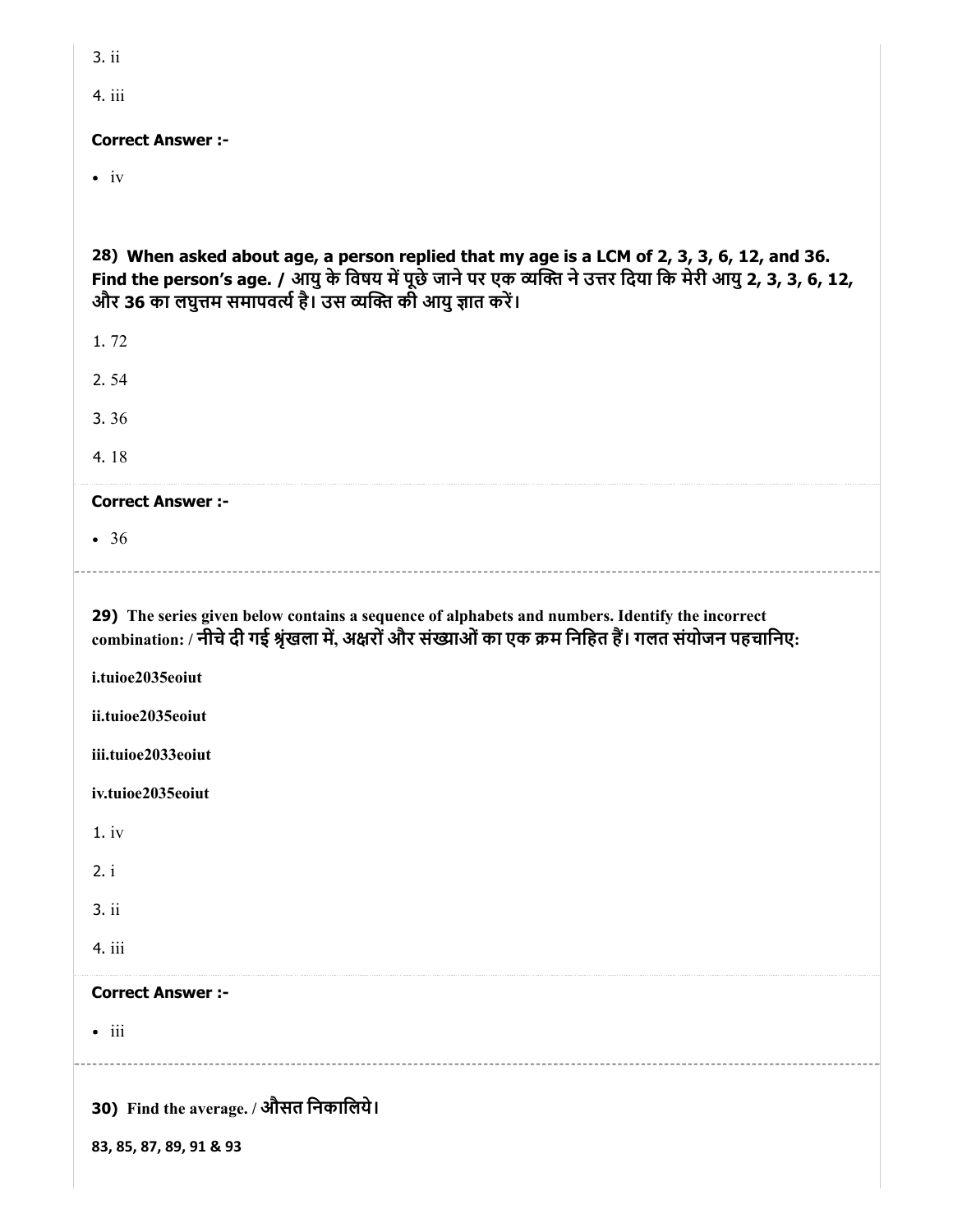3. ii

4. iii

**Correct Answer :-**

- iv

**28) When asked about age, a person replied that my age is a LCM of 2, 3, 3, 6, 12, and 36. Find the person's age. / आयु के विषय में पूछे जाने पर एक व्यक्ति ने उत्तर दिया कि मेरी आयु 2, 3, 3, 6, 12, और 36 का लघुत्तम समापवर्त्य है। उस व्यक्ति की आयु ज्ञात करें।**

1. 72

2. 54

3. 36

4. 18

**Correct Answer :-**

- 36

---

**29) The series given below contains a sequence of alphabets and numbers. Identify the incorrect combination: / नीचे दी गई श्रृंखला में, अक्षरों और संख्याओं का एक क्रम निहित हैं। गलत संयोजन पहचानिए:**

**i.tuioe2035eoiut**

**ii.tuioe2035eoiut**

**iii.tuioe2033eoiut**

**iv.tuioe2035eoiut**

1. iv

2. i

3. ii

4. iii

**Correct Answer :-**

- iii

---

**30) Find the average. / औसत निकालिये।**

**83, 85, 87, 89, 91 & 93**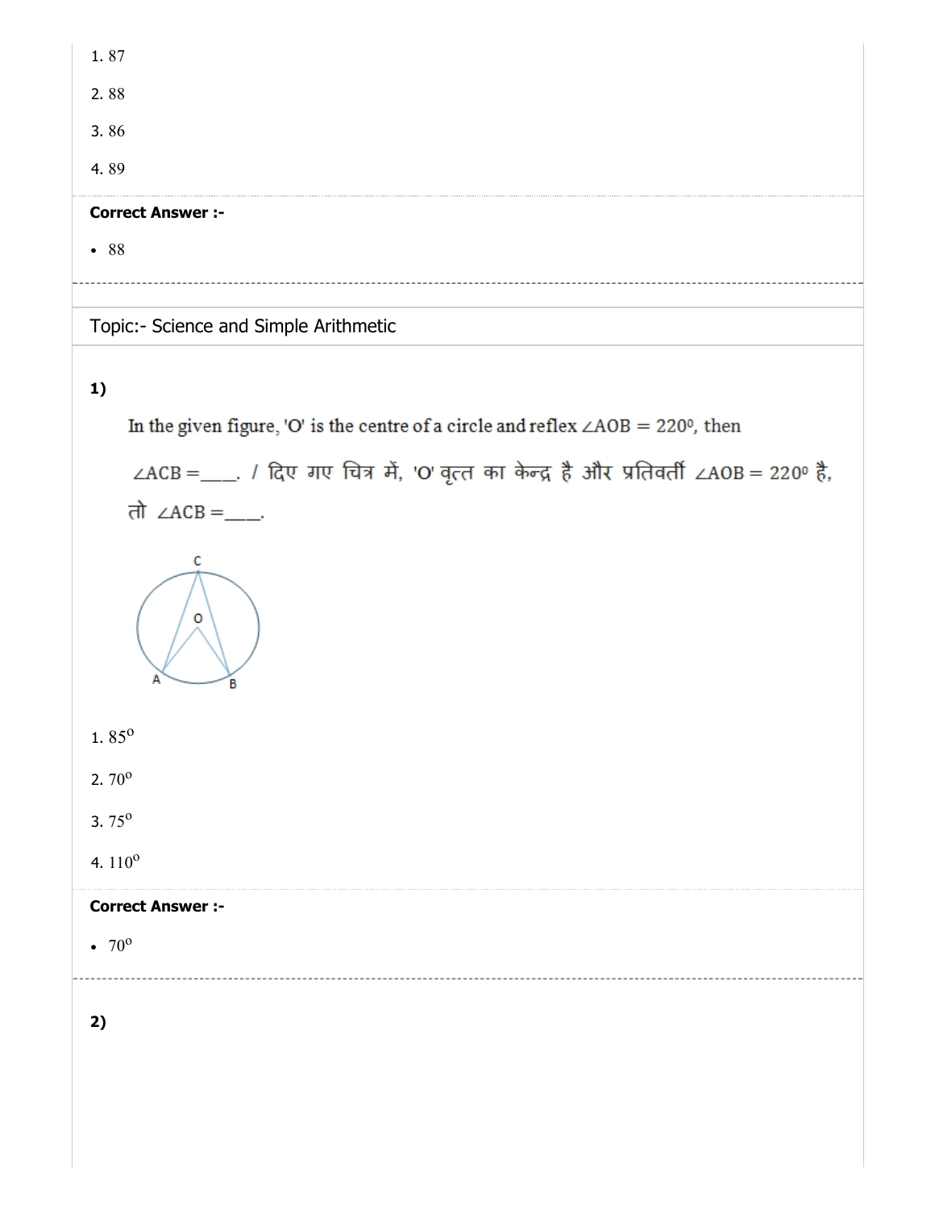1. 87

2. 88

3. 86

4. 89

**Correct Answer :-**

- 88

## Topic:- Science and Simple Arithmetic

**1)**

In the given figure, 'O' is the centre of a circle and reflex $\angle AOB = 220^0$, then $\angle ACB =$\_\_\_\_. / दिए गए चित्र में, 'O' वृत्त का केन्द्र है और प्रतिवर्ती $\angle AOB = 220^0$ है, तो $\angle ACB =$\_\_\_\_.

1. $85^o$

2. $70^o$

3. $75^o$

4. $110^o$

**Correct Answer :-**

- $70^o$

**2)**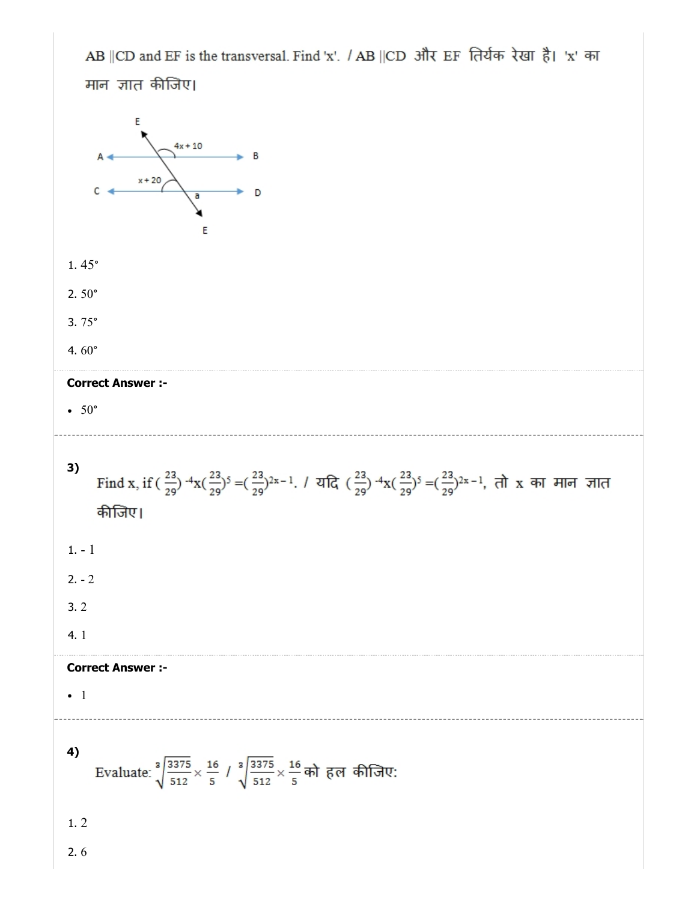AB ||CD and EF is the transversal. Find 'x'. / AB ||CD और EF तिर्यक रेखा है। 'x' का मान ज्ञात कीजिए।

1. 45°

2. 50°

3. 75°

4. 60°

**Correct Answer :-**

- 50°

---

**3)**

Find x, if $(\frac{23}{29})^{-4} \times (\frac{23}{29})^{5} = (\frac{23}{29})^{2x-1}$. / यदि $(\frac{23}{29})^{-4} \times (\frac{23}{29})^{5} = (\frac{23}{29})^{2x-1}$, तो x का मान ज्ञात कीजिए।

1. - 1

2. - 2

3. 2

4. 1

**Correct Answer :-**

- 1

---

**4)**

Evaluate: $\sqrt[3]{\frac{3375}{512}} \times \frac{16}{5}$ / $\sqrt[3]{\frac{3375}{512}} \times \frac{16}{5}$ को हल कीजिए:

1. 2

2. 6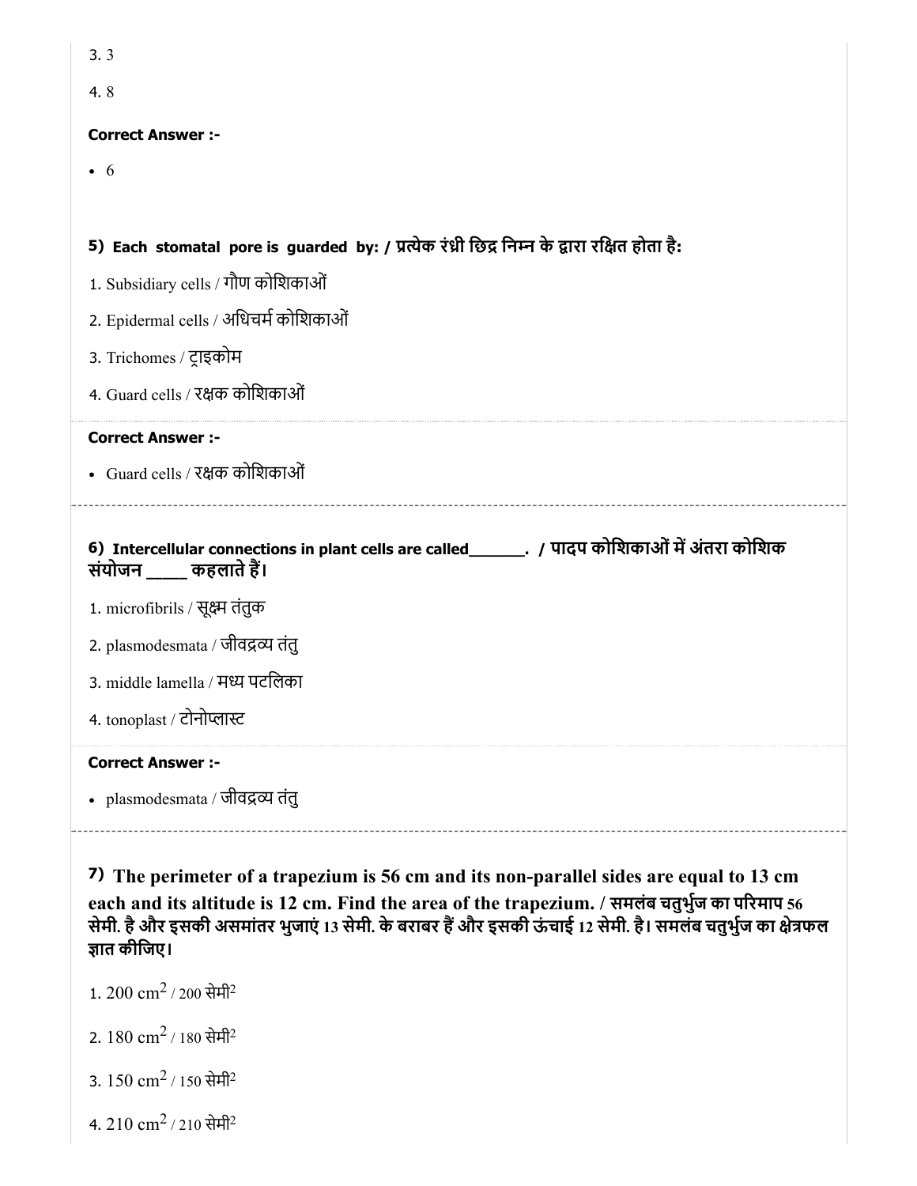3. 3

4. 8

**Correct Answer :-**

- 6

### 5) Each stomatal pore is guarded by: / प्रत्येक रंध्री छिद्र निम्न के द्वारा रक्षित होता है:

1. Subsidiary cells / गौण कोशिकाओं

2. Epidermal cells / अधिचर्म कोशिकाओं

3. Trichomes / ट्राइकोम

4. Guard cells / रक्षक कोशिकाओं

**Correct Answer :-**

- Guard cells / रक्षक कोशिकाओं

---

### 6) Intercellular connections in plant cells are called______. / पादप कोशिकाओं में अंतरा कोशिक संयोजन _____ कहलाते हैं।

1. microfibrils / सूक्ष्म तंतुक

2. plasmodesmata / जीवद्रव्य तंतु

3. middle lamella / मध्य पटलिका

4. tonoplast / टोनोप्लास्ट

**Correct Answer :-**

- plasmodesmata / जीवद्रव्य तंतु

---

### 7) The perimeter of a trapezium is 56 cm and its non-parallel sides are equal to 13 cm each and its altitude is 12 cm. Find the area of the trapezium. / समलंब चतुर्भुज का परिमाप 56 सेमी. है और इसकी असमांतर भुजाएं 13 सेमी. के बराबर हैं और इसकी ऊंचाई 12 सेमी. है। समलंब चतुर्भुज का क्षेत्रफल ज्ञात कीजिए।

1. 200 $cm^2$ / 200 $सेमी^2$

2. 180 $cm^2$ / 180 $सेमी^2$

3. 150 $cm^2$ / 150 $सेमी^2$

4. 210 $cm^2$ / 210 $सेमी^2$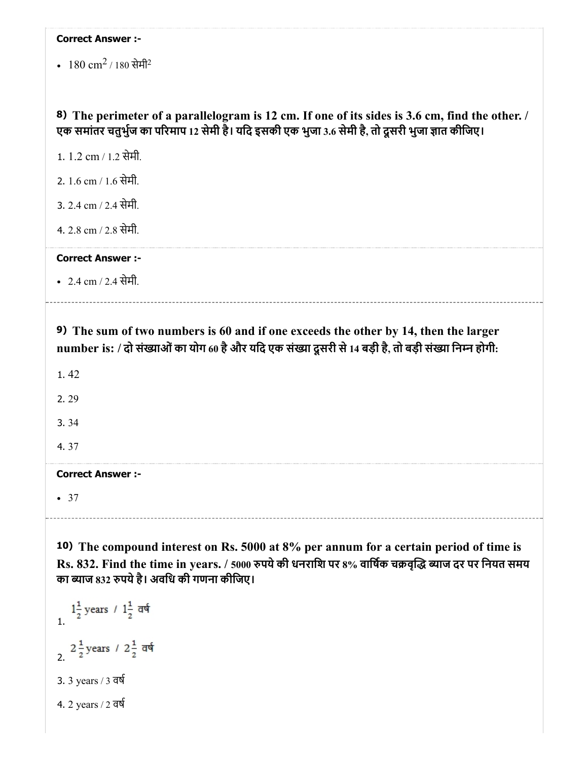**Correct Answer :-**

- $180\ cm^2$ / 180 सेमी$^2$

**8) The perimeter of a parallelogram is 12 cm. If one of its sides is 3.6 cm, find the other. / एक समांतर चतुर्भुज का परिमाप 12 सेमी है। यदि इसकी एक भुजा 3.6 सेमी है, तो दूसरी भुजा ज्ञात कीजिए।**

1. 1.2 cm / 1.2 सेमी.
2. 1.6 cm / 1.6 सेमी.
3. 2.4 cm / 2.4 सेमी.
4. 2.8 cm / 2.8 सेमी.

**Correct Answer :-**

- 2.4 cm / 2.4 सेमी.

---

**9) The sum of two numbers is 60 and if one exceeds the other by 14, then the larger number is: / दो संख्याओं का योग 60 है और यदि एक संख्या दूसरी से 14 बड़ी है, तो बड़ी संख्या निम्न होगी:**

1. 42
2. 29
3. 34
4. 37

**Correct Answer :-**

- 37

---

**10) The compound interest on Rs. 5000 at 8% per annum for a certain period of time is Rs. 832. Find the time in years. / 5000 रुपये की धनराशि पर 8% वार्षिक चक्रवृद्धि ब्याज दर पर नियत समय का ब्याज 832 रुपये है। अवधि की गणना कीजिए।**

1. $1\frac{1}{2}$ years / $1\frac{1}{2}$ वर्ष
2. $2\frac{1}{2}$ years / $2\frac{1}{2}$ वर्ष
3. 3 years / 3 वर्ष
4. 2 years / 2 वर्ष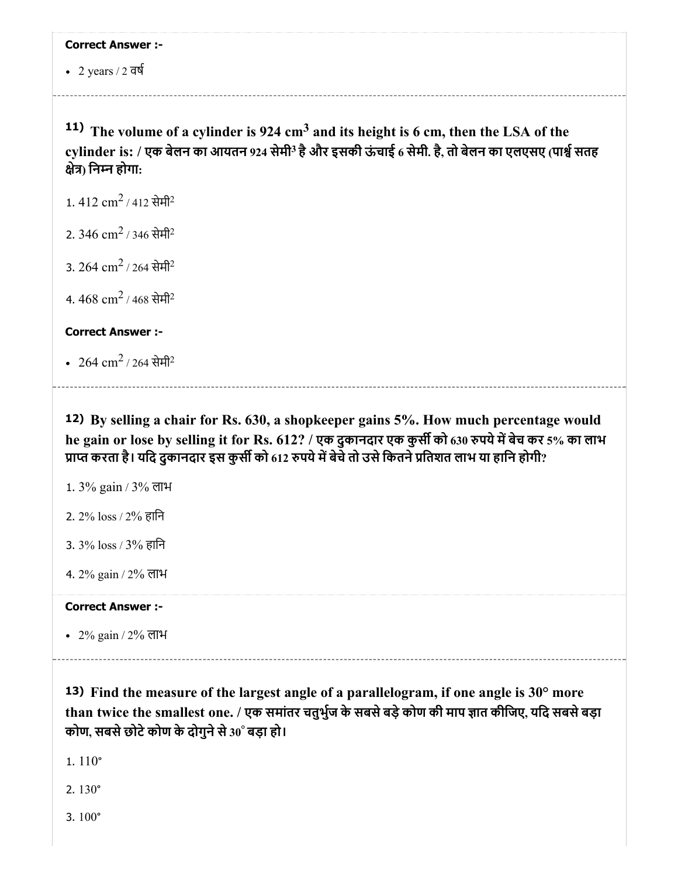**Correct Answer :-**

- 2 years / 2 वर्ष

---

### 11) The volume of a cylinder is 924 $cm^3$ and its height is 6 cm, then the LSA of the cylinder is: / एक बेलन का आयतन 924 सेमी³ है और इसकी ऊंचाई 6 सेमी. है, तो बेलन का एलएसए (पार्श्व सतह क्षेत्र) निम्न होगा:

1. 412 $cm^2$ / 412 सेमी²
2. 346 $cm^2$ / 346 सेमी²
3. 264 $cm^2$ / 264 सेमी²
4. 468 $cm^2$ / 468 सेमी²

**Correct Answer :-**

- 264 $cm^2$ / 264 सेमी²

---

### 12) By selling a chair for Rs. 630, a shopkeeper gains 5%. How much percentage would he gain or lose by selling it for Rs. 612? / एक दुकानदार एक कुर्सी को 630 रुपये में बेच कर 5% का लाभ प्राप्त करता है। यदि दुकानदार इस कुर्सी को 612 रुपये में बेचे तो उसे कितने प्रतिशत लाभ या हानि होगी?

1. 3% gain / 3% लाभ
2. 2% loss / 2% हानि
3. 3% loss / 3% हानि
4. 2% gain / 2% लाभ

**Correct Answer :-**

- 2% gain / 2% लाभ

---

### 13) Find the measure of the largest angle of a parallelogram, if one angle is 30° more than twice the smallest one. / एक समांतर चतुर्भुज के सबसे बड़े कोण की माप ज्ञात कीजिए, यदि सबसे बड़ा कोण, सबसे छोटे कोण के दोगुने से 30° बड़ा हो।

1. 110°
2. 130°
3. 100°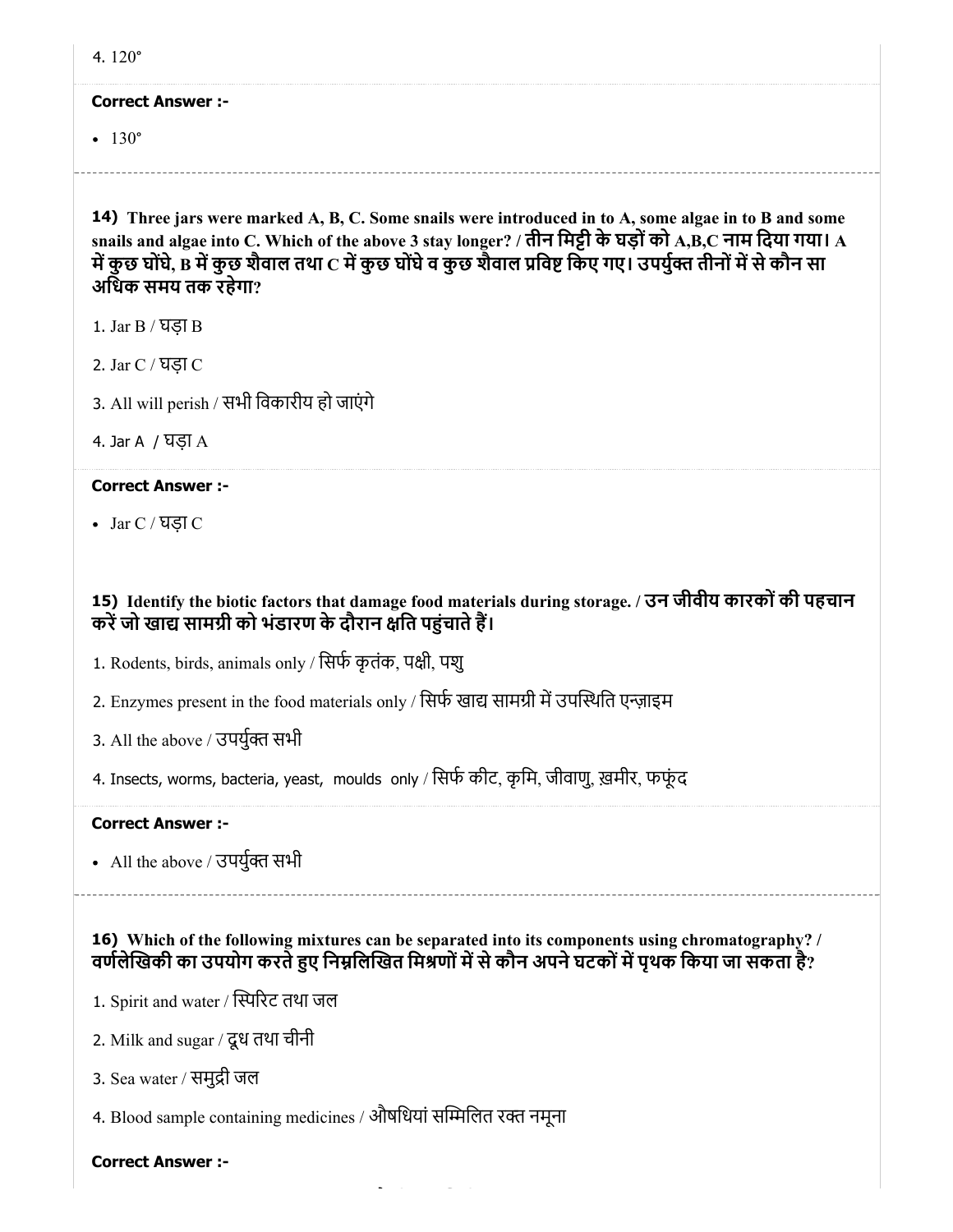4. 120°

**Correct Answer :-**

- 130°

**14) Three jars were marked A, B, C. Some snails were introduced in to A, some algae in to B and some snails and algae into C. Which of the above 3 stay longer? / तीन मिट्टी के घड़ों को A,B,C नाम दिया गया। A में कुछ घोंघे, B में कुछ शैवाल तथा C में कुछ घोंघे व कुछ शैवाल प्रविष्ट किए गए। उपर्युक्त तीनों में से कौन सा अधिक समय तक रहेगा?**

1. Jar B / घड़ा B

2. Jar C / घड़ा C

3. All will perish / सभी विकारीय हो जाएंगे

4. Jar A / घड़ा A

**Correct Answer :-**

- Jar C / घड़ा C

**15) Identify the biotic factors that damage food materials during storage. / उन जीवीय कारकों की पहचान करें जो खाद्य सामग्री को भंडारण के दौरान क्षति पहुंचाते हैं।**

1. Rodents, birds, animals only / सिर्फ कृतंक, पक्षी, पशु

2. Enzymes present in the food materials only / सिर्फ खाद्य सामग्री में उपस्थिति एन्ज़ाइम

3. All the above / उपर्युक्त सभी

4. Insects, worms, bacteria, yeast, moulds only / सिर्फ कीट, कृमि, जीवाणु, ख़मीर, फफूंद

**Correct Answer :-**

- All the above / उपर्युक्त सभी

**16) Which of the following mixtures can be separated into its components using chromatography? / वर्णलेखिकी का उपयोग करते हुए निम्नलिखित मिश्रणों में से कौन अपने घटकों में पृथक किया जा सकता है?**

1. Spirit and water / स्पिरिट तथा जल

2. Milk and sugar / दूध तथा चीनी

3. Sea water / समुद्री जल

4. Blood sample containing medicines / औषधियां सम्मिलित रक्त नमूना

**Correct Answer :-**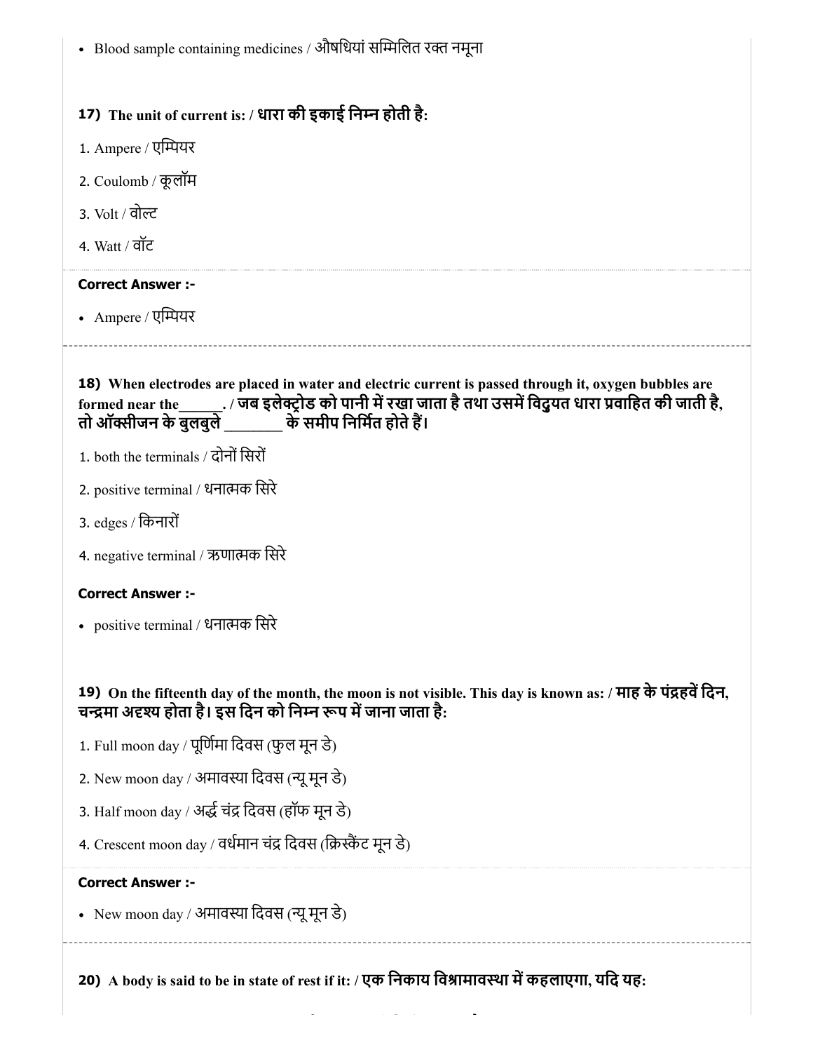- Blood sample containing medicines / औषधियां सम्मिलित रक्त नमूना

**17) The unit of current is: / धारा की इकाई निम्न होती है:**

1. Ampere / एम्पियर
2. Coulomb / कूलॉम
3. Volt / वोल्ट
4. Watt / वॉट

**Correct Answer :-**

- Ampere / एम्पियर

**18) When electrodes are placed in water and electric current is passed through it, oxygen bubbles are formed near the______. / जब इलेक्ट्रोड को पानी में रखा जाता है तथा उसमें विद्युत धारा प्रवाहित की जाती है, तो ऑक्सीजन के बुलबुले ________ के समीप निर्मित होते हैं।**

1. both the terminals / दोनों सिरों
2. positive terminal / धनात्मक सिरे
3. edges / किनारों
4. negative terminal / ऋणात्मक सिरे

**Correct Answer :-**

- positive terminal / धनात्मक सिरे

**19) On the fifteenth day of the month, the moon is not visible. This day is known as: / माह के पंद्रहवें दिन, चन्द्रमा अदृश्य होता है। इस दिन को निम्न रूप में जाना जाता है:**

1. Full moon day / पूर्णिमा दिवस (फुल मून डे)
2. New moon day / अमावस्या दिवस (न्यू मून डे)
3. Half moon day / अर्द्ध चंद्र दिवस (हॉफ मून डे)
4. Crescent moon day / वर्धमान चंद्र दिवस (क्रिस्कैंट मून डे)

**Correct Answer :-**

- New moon day / अमावस्या दिवस (न्यू मून डे)

**20) A body is said to be in state of rest if it: / एक निकाय विश्रामावस्था में कहलाएगा, यदि यह:**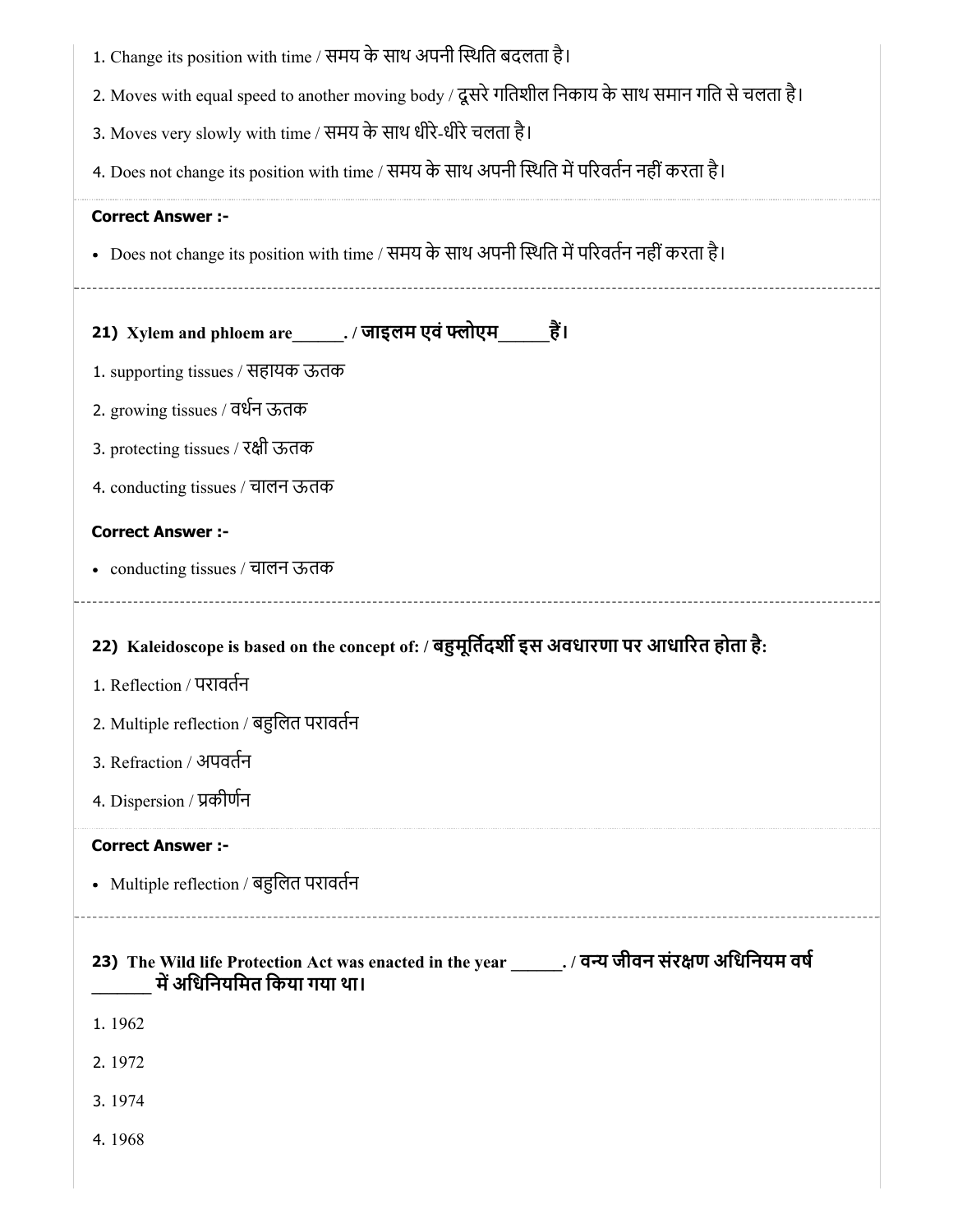1. Change its position with time / समय के साथ अपनी स्थिति बदलता है।
2. Moves with equal speed to another moving body / दूसरे गतिशील निकाय के साथ समान गति से चलता है।
3. Moves very slowly with time / समय के साथ धीरे-धीरे चलता है।
4. Does not change its position with time / समय के साथ अपनी स्थिति में परिवर्तन नहीं करता है।

**Correct Answer :-**

- Does not change its position with time / समय के साथ अपनी स्थिति में परिवर्तन नहीं करता है।

---

**21) Xylem and phloem are______. / जाइलम एवं फ्लोएम______हैं।**

1. supporting tissues / सहायक ऊतक
2. growing tissues / वर्धन ऊतक
3. protecting tissues / रक्षी ऊतक
4. conducting tissues / चालन ऊतक

**Correct Answer :-**

- conducting tissues / चालन ऊतक

---

**22) Kaleidoscope is based on the concept of: / बहुमूर्तिदर्शी इस अवधारणा पर आधारित होता है:**

1. Reflection / परावर्तन
2. Multiple reflection / बहुलित परावर्तन
3. Refraction / अपवर्तन
4. Dispersion / प्रकीर्णन

**Correct Answer :-**

- Multiple reflection / बहुलित परावर्तन

---

**23) The Wild life Protection Act was enacted in the year ______. / वन्य जीवन संरक्षण अधिनियम वर्ष _______ में अधिनियमित किया गया था।**

1. 1962
2. 1972
3. 1974
4. 1968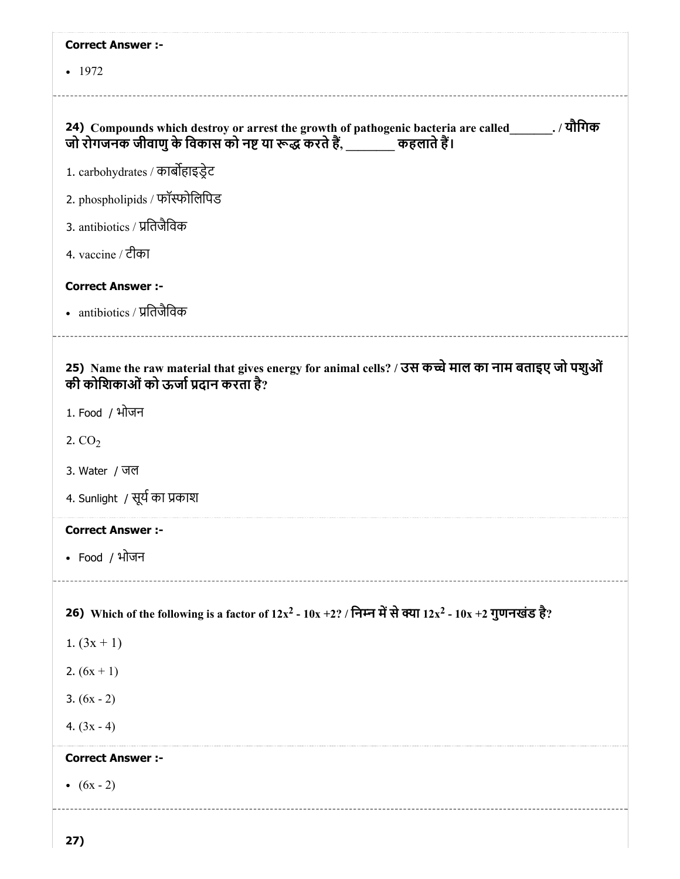**Correct Answer :-**

- 1972

**24)** Compounds which destroy or arrest the growth of pathogenic bacteria are called_______. / यौगिक जो रोगजनक जीवाणु के विकास को नष्ट या रूद्ध करते हैं, _______ कहलाते हैं।

1. carbohydrates / कार्बोहाइड्रेट
2. phospholipids / फॉस्फोलिपिड
3. antibiotics / प्रतिजैविक
4. vaccine / टीका

**Correct Answer :-**

- antibiotics / प्रतिजैविक

**25)** Name the raw material that gives energy for animal cells? / उस कच्चे माल का नाम बताइए जो पशुओं की कोशिकाओं को ऊर्जा प्रदान करता है?

1. Food / भोजन
2. $CO_2$
3. Water / जल
4. Sunlight / सूर्य का प्रकाश

**Correct Answer :-**

- Food / भोजन

**26)** Which of the following is a factor of $12x^2 - 10x + 2$? / निम्न में से क्या $12x^2 - 10x + 2$ गुणनखंड है?

1. $(3x + 1)$
2. $(6x + 1)$
3. $(6x - 2)$
4. $(3x - 4)$

**Correct Answer :-**

- $(6x - 2)$

**27)**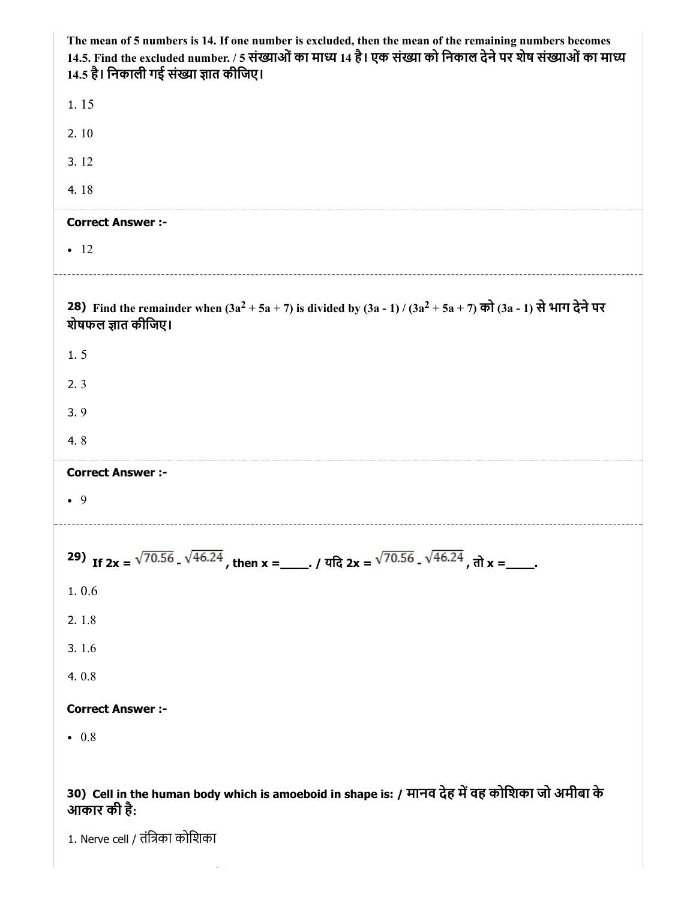**The mean of 5 numbers is 14. If one number is excluded, then the mean of the remaining numbers becomes 14.5. Find the excluded number. / 5 संख्याओं का माध्य 14 है। एक संख्या को निकाल देने पर शेष संख्याओं का माध्य 14.5 है। निकाली गई संख्या ज्ञात कीजिए।**

1. 15

2. 10

3. 12

4. 18

**Correct Answer :-**

- 12

---

**28)** **Find the remainder when $(3a^2 + 5a + 7)$ is divided by $(3a - 1)$ / $(3a^2 + 5a + 7)$ को $(3a - 1)$ से भाग देने पर शेषफल ज्ञात कीजिए।**

1. 5

2. 3

3. 9

4. 8

**Correct Answer :-**

- 9

---

**29)** **If $2x = \sqrt{70.56} - \sqrt{46.24}$, then x =____. / यदि $2x = \sqrt{70.56} - \sqrt{46.24}$, तो x =____.**

1. 0.6

2. 1.8

3. 1.6

4. 0.8

**Correct Answer :-**

- 0.8

**30)** **Cell in the human body which is amoeboid in shape is: / मानव देह में वह कोशिका जो अमीबा के आकार की है:**

1. Nerve cell / तंत्रिका कोशिका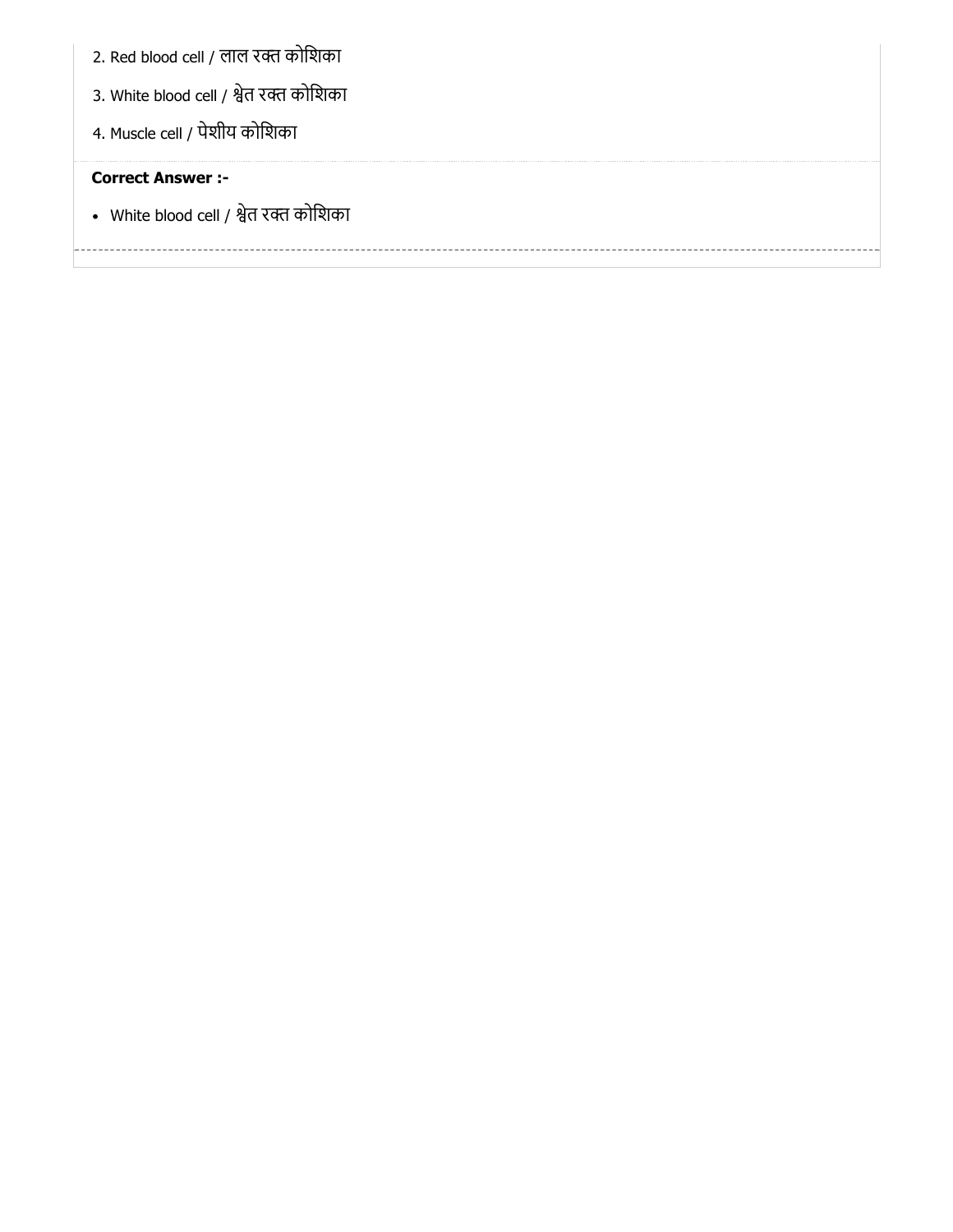2. Red blood cell / लाल रक्त कोशिका

3. White blood cell / श्वेत रक्त कोशिका

4. Muscle cell / पेशीय कोशिका

**Correct Answer :-**

- White blood cell / श्वेत रक्त कोशिका